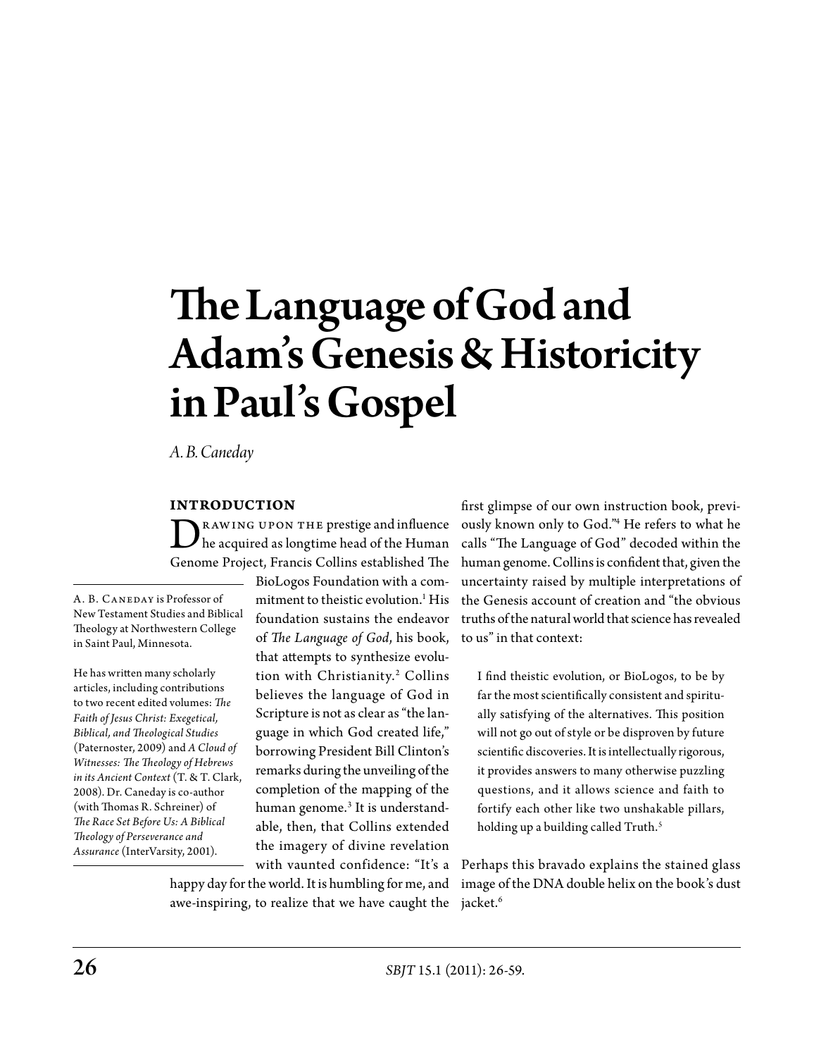# The Language of God and Adam's Genesis & Historicity in Paul's Gospel

*A. B. Caneday*

A. B. Caneday is Professor of New Testament Studies and Biblical Theology at Northwestern College in Saint Paul, Minnesota.

He has written many scholarly articles, including contributions to two recent edited volumes: *The Faith of Jesus Christ: Exegetical, Biblical, and Theological Studies* (Paternoster, 2009) and *A Cloud of Witnesses: The Theology of Hebrews in its Ancient Context* (T. & T. Clark, 2008). Dr. Caneday is co-author (with Thomas R. Schreiner) of *The Race Set Before Us: A Biblical Theology of Perseverance and Assurance* (InterVarsity, 2001).

## Introduction

Drawing upon the prestige and influence he acquired as longtime head of the Human Genome Project, Francis Collins established The BioLogos Foundation with a commitment to theistic evolution.[1] His foundation sustains the endeavor of *The Language of God*, his book, that attempts to synthesize evolution with Christianity.[2] Collins believes the language of God in Scripture is not as clear as "the language in which God created life," borrowing President Bill Clinton's remarks during the unveiling of the completion of the mapping of the human genome.[3] It is understandable, then, that Collins extended the imagery of divine revelation with vaunted confidence: "It's a happy day for the world. It is humbling for me, and awe-inspiring, to realize that we have caught the first glimpse of our own instruction book, previously known only to God."[4] He refers to what he calls "The Language of God" decoded within the human genome. Collins is confident that, given the uncertainty raised by multiple interpretations of the Genesis account of creation and "the obvious truths of the natural world that science has revealed to us" in that context:

> I find theistic evolution, or BioLogos, to be by far the most scientifically consistent and spiritually satisfying of the alternatives. This position will not go out of style or be disproven by future scientific discoveries. It is intellectually rigorous, it provides answers to many otherwise puzzling questions, and it allows science and faith to fortify each other like two unshakable pillars, holding up a building called Truth.[5]

Perhaps this bravado explains the stained glass image of the DNA double helix on the book's dust jacket.[6]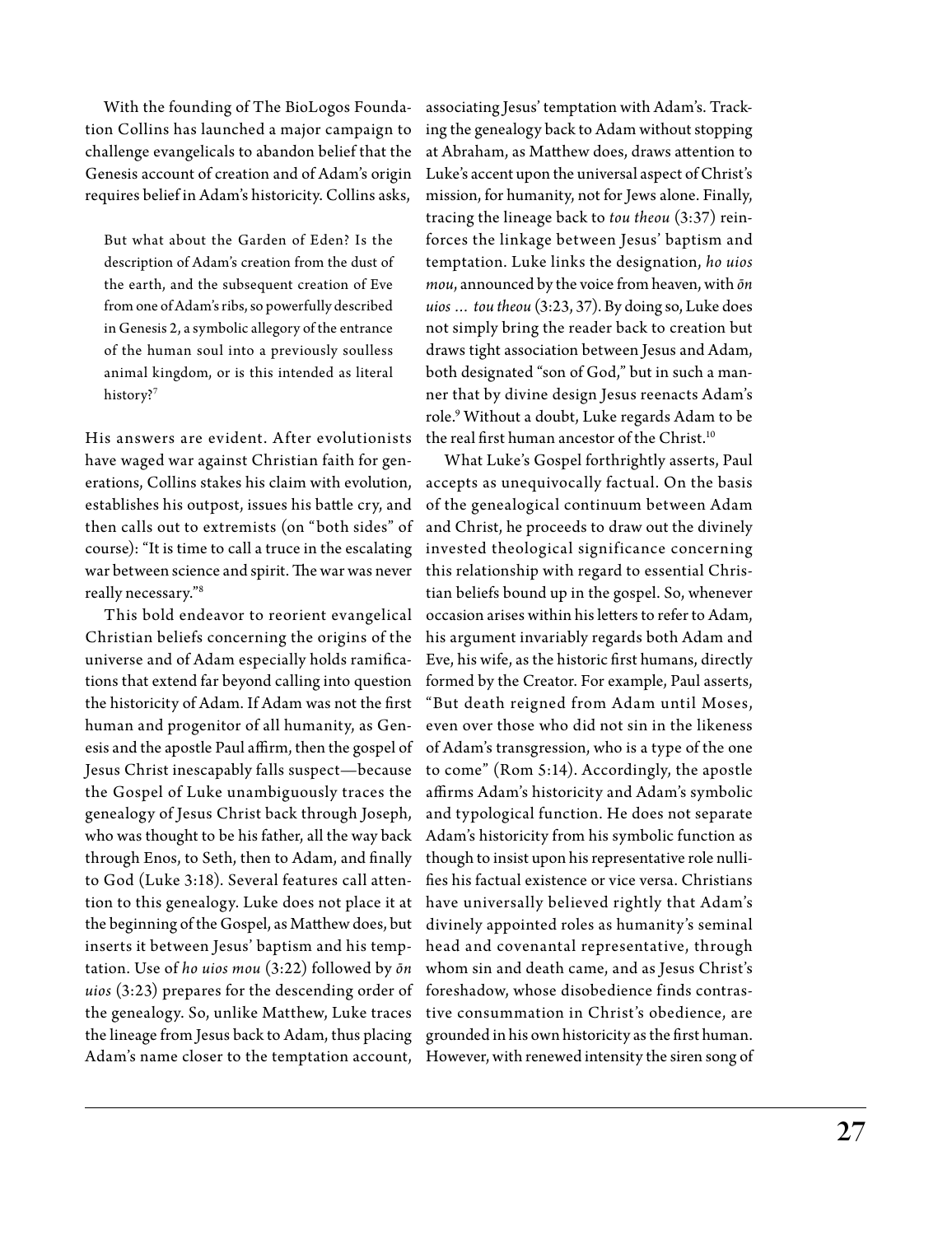With the founding of The BioLogos Foundation Collins has launched a major campaign to challenge evangelicals to abandon belief that the Genesis account of creation and of Adam's origin requires belief in Adam's historicity. Collins asks,

> But what about the Garden of Eden? Is the description of Adam's creation from the dust of the earth, and the subsequent creation of Eve from one of Adam's ribs, so powerfully described in Genesis 2, a symbolic allegory of the entrance of the human soul into a previously soulless animal kingdom, or is this intended as literal history?[7]

His answers are evident. After evolutionists have waged war against Christian faith for generations, Collins stakes his claim with evolution, establishes his outpost, issues his battle cry, and then calls out to extremists (on "both sides" of course): "It is time to call a truce in the escalating war between science and spirit. The war was never really necessary."[8]

This bold endeavor to reorient evangelical Christian beliefs concerning the origins of the universe and of Adam especially holds ramifications that extend far beyond calling into question the historicity of Adam. If Adam was not the first human and progenitor of all humanity, as Genesis and the apostle Paul affirm, then the gospel of Jesus Christ inescapably falls suspect—because the Gospel of Luke unambiguously traces the genealogy of Jesus Christ back through Joseph, who was thought to be his father, all the way back through Enos, to Seth, then to Adam, and finally to God (Luke 3:18). Several features call attention to this genealogy. Luke does not place it at the beginning of the Gospel, as Matthew does, but inserts it between Jesus' baptism and his temptation. Use of *ho uios mou* (3:22) followed by *ōn uios* (3:23) prepares for the descending order of the genealogy. So, unlike Matthew, Luke traces the lineage from Jesus back to Adam, thus placing Adam's name closer to the temptation account, associating Jesus' temptation with Adam's. Tracking the genealogy back to Adam without stopping at Abraham, as Matthew does, draws attention to Luke's accent upon the universal aspect of Christ's mission, for humanity, not for Jews alone. Finally, tracing the lineage back to *tou theou* (3:37) reinforces the linkage between Jesus' baptism and temptation. Luke links the designation, *ho uios mou*, announced by the voice from heaven, with *ōn uios … tou theou* (3:23, 37). By doing so, Luke does not simply bring the reader back to creation but draws tight association between Jesus and Adam, both designated "son of God," but in such a manner that by divine design Jesus reenacts Adam's role.[9] Without a doubt, Luke regards Adam to be the real first human ancestor of the Christ.[10]

What Luke's Gospel forthrightly asserts, Paul accepts as unequivocally factual. On the basis of the genealogical continuum between Adam and Christ, he proceeds to draw out the divinely invested theological significance concerning this relationship with regard to essential Christian beliefs bound up in the gospel. So, whenever occasion arises within his letters to refer to Adam, his argument invariably regards both Adam and Eve, his wife, as the historic first humans, directly formed by the Creator. For example, Paul asserts, "But death reigned from Adam until Moses, even over those who did not sin in the likeness of Adam's transgression, who is a type of the one to come" (Rom 5:14). Accordingly, the apostle affirms Adam's historicity and Adam's symbolic and typological function. He does not separate Adam's historicity from his symbolic function as though to insist upon his representative role nullifies his factual existence or vice versa. Christians have universally believed rightly that Adam's divinely appointed roles as humanity's seminal head and covenantal representative, through whom sin and death came, and as Jesus Christ's foreshadow, whose disobedience finds contrastive consummation in Christ's obedience, are grounded in his own historicity as the first human. However, with renewed intensity the siren song of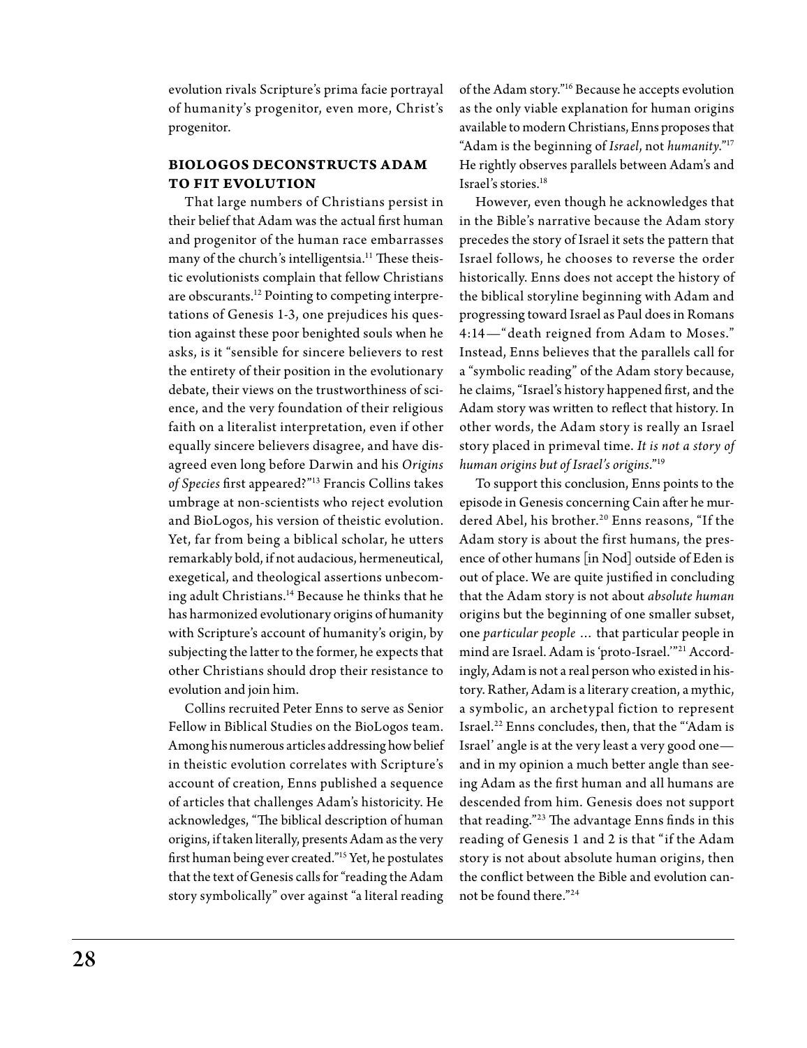evolution rivals Scripture's prima facie portrayal of humanity's progenitor, even more, Christ's progenitor.

## BIOLOGOS DECONSTRUCTS ADAM TO FIT EVOLUTION

That large numbers of Christians persist in their belief that Adam was the actual first human and progenitor of the human race embarrasses many of the church's intelligentsia.[11] These theistic evolutionists complain that fellow Christians are obscurants.[12] Pointing to competing interpretations of Genesis 1-3, one prejudices his question against these poor benighted souls when he asks, is it "sensible for sincere believers to rest the entirety of their position in the evolutionary debate, their views on the trustworthiness of science, and the very foundation of their religious faith on a literalist interpretation, even if other equally sincere believers disagree, and have disagreed even long before Darwin and his *Origins of Species* first appeared?"[13] Francis Collins takes umbrage at non-scientists who reject evolution and BioLogos, his version of theistic evolution. Yet, far from being a biblical scholar, he utters remarkably bold, if not audacious, hermeneutical, exegetical, and theological assertions unbecoming adult Christians.[14] Because he thinks that he has harmonized evolutionary origins of humanity with Scripture's account of humanity's origin, by subjecting the latter to the former, he expects that other Christians should drop their resistance to evolution and join him.

Collins recruited Peter Enns to serve as Senior Fellow in Biblical Studies on the BioLogos team. Among his numerous articles addressing how belief in theistic evolution correlates with Scripture's account of creation, Enns published a sequence of articles that challenges Adam's historicity. He acknowledges, "The biblical description of human origins, if taken literally, presents Adam as the very first human being ever created."[15] Yet, he postulates that the text of Genesis calls for "reading the Adam story symbolically" over against "a literal reading of the Adam story."[16] Because he accepts evolution as the only viable explanation for human origins available to modern Christians, Enns proposes that "Adam is the beginning of *Israel*, not *humanity*."[17] He rightly observes parallels between Adam's and Israel's stories.[18]

However, even though he acknowledges that in the Bible's narrative because the Adam story precedes the story of Israel it sets the pattern that Israel follows, he chooses to reverse the order historically. Enns does not accept the history of the biblical storyline beginning with Adam and progressing toward Israel as Paul does in Romans 4:14—"death reigned from Adam to Moses." Instead, Enns believes that the parallels call for a "symbolic reading" of the Adam story because, he claims, "Israel's history happened first, and the Adam story was written to reflect that history. In other words, the Adam story is really an Israel story placed in primeval time. *It is not a story of human origins but of Israel's origins*."[19]

To support this conclusion, Enns points to the episode in Genesis concerning Cain after he murdered Abel, his brother.[20] Enns reasons, "If the Adam story is about the first humans, the presence of other humans [in Nod] outside of Eden is out of place. We are quite justified in concluding that the Adam story is not about *absolute human* origins but the beginning of one smaller subset, one *particular people* … that particular people in mind are Israel. Adam is 'proto-Israel.'"[21] Accordingly, Adam is not a real person who existed in history. Rather, Adam is a literary creation, a mythic, a symbolic, an archetypal fiction to represent Israel.[22] Enns concludes, then, that the "'Adam is Israel' angle is at the very least a very good one—and in my opinion a much better angle than seeing Adam as the first human and all humans are descended from him. Genesis does not support that reading."[23] The advantage Enns finds in this reading of Genesis 1 and 2 is that "if the Adam story is not about absolute human origins, then the conflict between the Bible and evolution cannot be found there."[24]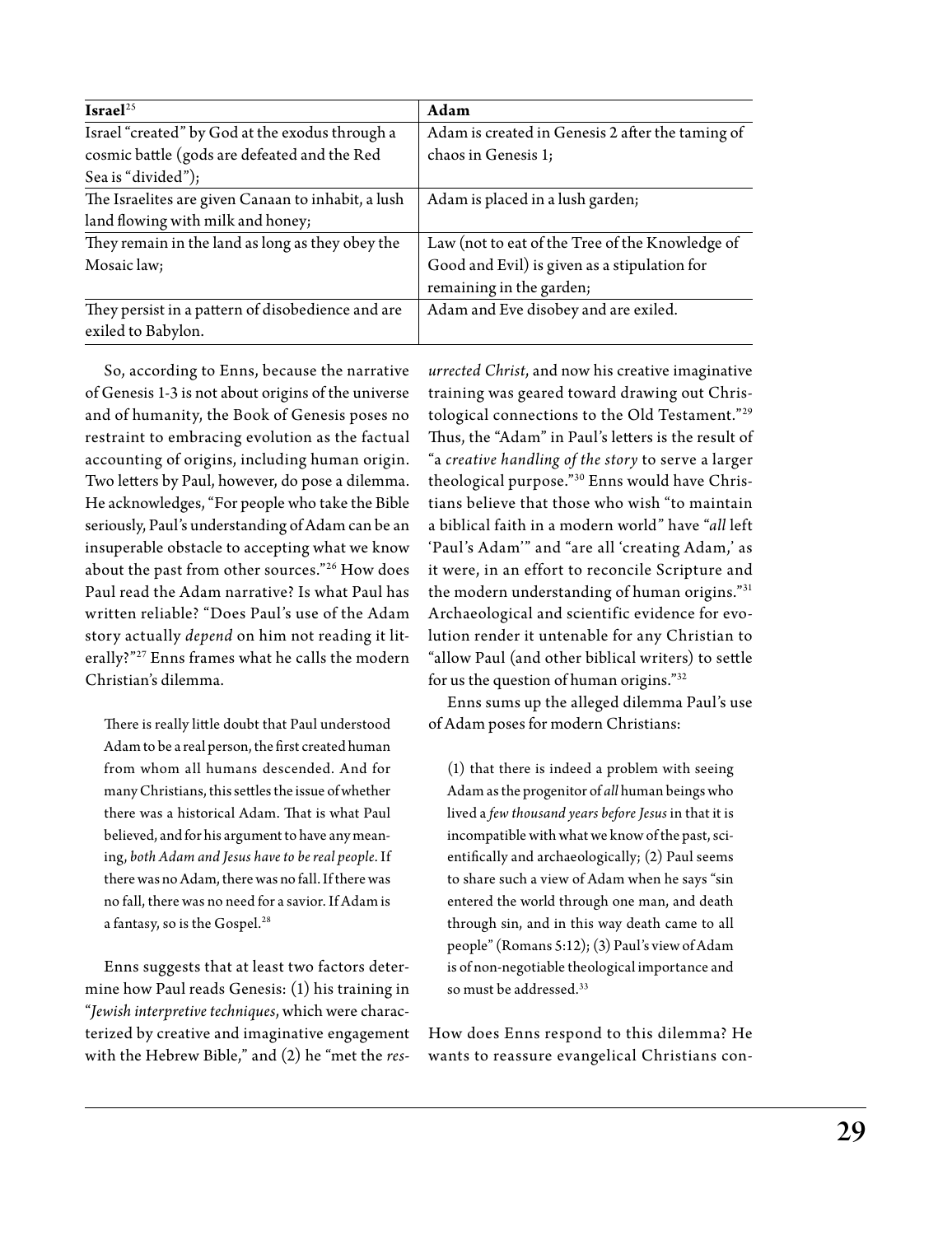| Israel[25] | Adam |
|---|---|
| Israel "created" by God at the exodus through a cosmic battle (gods are defeated and the Red Sea is "divided"); | Adam is created in Genesis 2 after the taming of chaos in Genesis 1; |
| The Israelites are given Canaan to inhabit, a lush land flowing with milk and honey; | Adam is placed in a lush garden; |
| They remain in the land as long as they obey the Mosaic law; | Law (not to eat of the Tree of the Knowledge of Good and Evil) is given as a stipulation for remaining in the garden; |
| They persist in a pattern of disobedience and are exiled to Babylon. | Adam and Eve disobey and are exiled. |

So, according to Enns, because the narrative of Genesis 1-3 is not about origins of the universe and of humanity, the Book of Genesis poses no restraint to embracing evolution as the factual accounting of origins, including human origin. Two letters by Paul, however, do pose a dilemma. He acknowledges, "For people who take the Bible seriously, Paul's understanding of Adam can be an insuperable obstacle to accepting what we know about the past from other sources."[26] How does Paul read the Adam narrative? Is what Paul has written reliable? "Does Paul's use of the Adam story actually *depend* on him not reading it literally?"[27] Enns frames what he calls the modern Christian's dilemma.

> There is really little doubt that Paul understood Adam to be a real person, the first created human from whom all humans descended. And for many Christians, this settles the issue of whether there was a historical Adam. That is what Paul believed, and for his argument to have any meaning, *both Adam and Jesus have to be real people*. If there was no Adam, there was no fall. If there was no fall, there was no need for a savior. If Adam is a fantasy, so is the Gospel.[28]

Enns suggests that at least two factors determine how Paul reads Genesis: (1) his training in "*Jewish interpretive techniques*, which were characterized by creative and imaginative engagement with the Hebrew Bible," and (2) he "met the *resurrected Christ*, and now his creative imaginative training was geared toward drawing out Christological connections to the Old Testament."[29] Thus, the "Adam" in Paul's letters is the result of "a *creative handling of the story* to serve a larger theological purpose."[30] Enns would have Christians believe that those who wish "to maintain a biblical faith in a modern world" have "*all* left 'Paul's Adam'" and "are all 'creating Adam,' as it were, in an effort to reconcile Scripture and the modern understanding of human origins."[31] Archaeological and scientific evidence for evolution render it untenable for any Christian to "allow Paul (and other biblical writers) to settle for us the question of human origins."[32]

Enns sums up the alleged dilemma Paul's use of Adam poses for modern Christians:

> (1) that there is indeed a problem with seeing Adam as the progenitor of *all* human beings who lived a *few thousand years before Jesus* in that it is incompatible with what we know of the past, scientifically and archaeologically; (2) Paul seems to share such a view of Adam when he says "sin entered the world through one man, and death through sin, and in this way death came to all people" (Romans 5:12); (3) Paul's view of Adam is of non-negotiable theological importance and so must be addressed.[33]

How does Enns respond to this dilemma? He wants to reassure evangelical Christians con-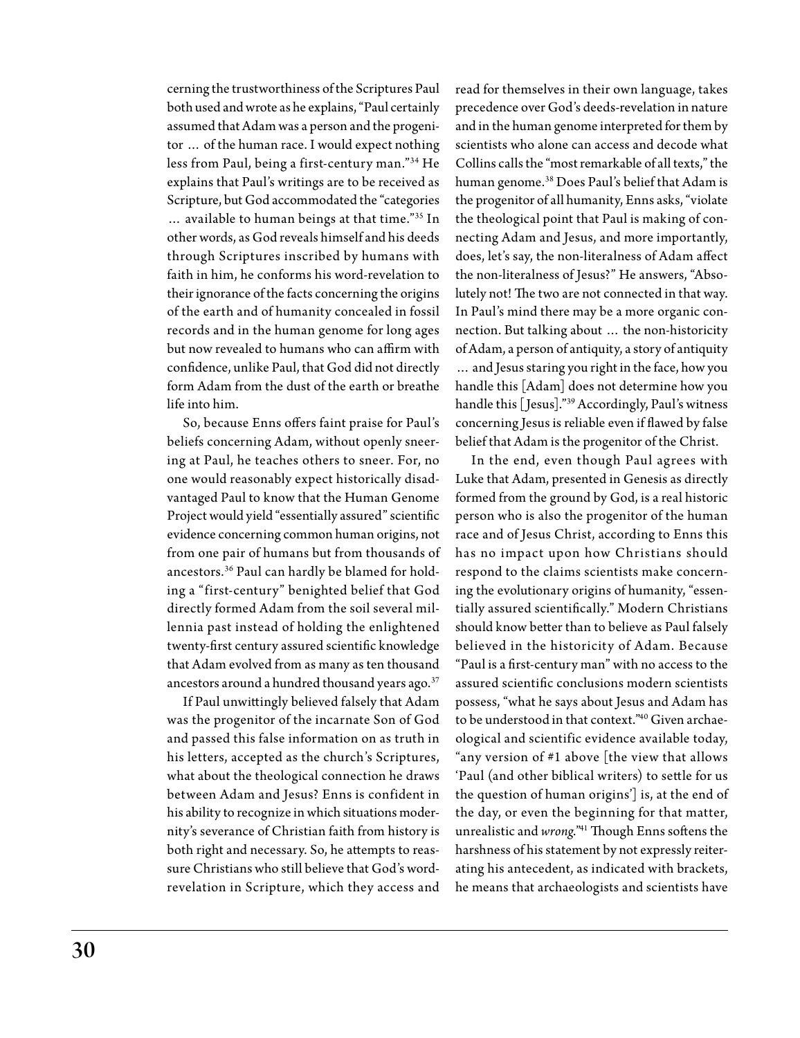cerning the trustworthiness of the Scriptures Paul both used and wrote as he explains, "Paul certainly assumed that Adam was a person and the progenitor … of the human race. I would expect nothing less from Paul, being a first-century man."[34] He explains that Paul's writings are to be received as Scripture, but God accommodated the "categories … available to human beings at that time."[35] In other words, as God reveals himself and his deeds through Scriptures inscribed by humans with faith in him, he conforms his word-revelation to their ignorance of the facts concerning the origins of the earth and of humanity concealed in fossil records and in the human genome for long ages but now revealed to humans who can affirm with confidence, unlike Paul, that God did not directly form Adam from the dust of the earth or breathe life into him.

So, because Enns offers faint praise for Paul's beliefs concerning Adam, without openly sneering at Paul, he teaches others to sneer. For, no one would reasonably expect historically disadvantaged Paul to know that the Human Genome Project would yield "essentially assured" scientific evidence concerning common human origins, not from one pair of humans but from thousands of ancestors.[36] Paul can hardly be blamed for holding a "first-century" benighted belief that God directly formed Adam from the soil several millennia past instead of holding the enlightened twenty-first century assured scientific knowledge that Adam evolved from as many as ten thousand ancestors around a hundred thousand years ago.[37]

If Paul unwittingly believed falsely that Adam was the progenitor of the incarnate Son of God and passed this false information on as truth in his letters, accepted as the church's Scriptures, what about the theological connection he draws between Adam and Jesus? Enns is confident in his ability to recognize in which situations modernity's severance of Christian faith from history is both right and necessary. So, he attempts to reassure Christians who still believe that God's word-revelation in Scripture, which they access and read for themselves in their own language, takes precedence over God's deeds-revelation in nature and in the human genome interpreted for them by scientists who alone can access and decode what Collins calls the "most remarkable of all texts," the human genome.[38] Does Paul's belief that Adam is the progenitor of all humanity, Enns asks, "violate the theological point that Paul is making of connecting Adam and Jesus, and more importantly, does, let's say, the non-literalness of Adam affect the non-literalness of Jesus?" He answers, "Absolutely not! The two are not connected in that way. In Paul's mind there may be a more organic connection. But talking about … the non-historicity of Adam, a person of antiquity, a story of antiquity … and Jesus staring you right in the face, how you handle this [Adam] does not determine how you handle this [Jesus]."[39] Accordingly, Paul's witness concerning Jesus is reliable even if flawed by false belief that Adam is the progenitor of the Christ.

In the end, even though Paul agrees with Luke that Adam, presented in Genesis as directly formed from the ground by God, is a real historic person who is also the progenitor of the human race and of Jesus Christ, according to Enns this has no impact upon how Christians should respond to the claims scientists make concerning the evolutionary origins of humanity, "essentially assured scientifically." Modern Christians should know better than to believe as Paul falsely believed in the historicity of Adam. Because "Paul is a first-century man" with no access to the assured scientific conclusions modern scientists possess, "what he says about Jesus and Adam has to be understood in that context."[40] Given archaeological and scientific evidence available today, "any version of #1 above [the view that allows 'Paul (and other biblical writers) to settle for us the question of human origins'] is, at the end of the day, or even the beginning for that matter, unrealistic and *wrong*."[41] Though Enns softens the harshness of his statement by not expressly reiterating his antecedent, as indicated with brackets, he means that archaeologists and scientists have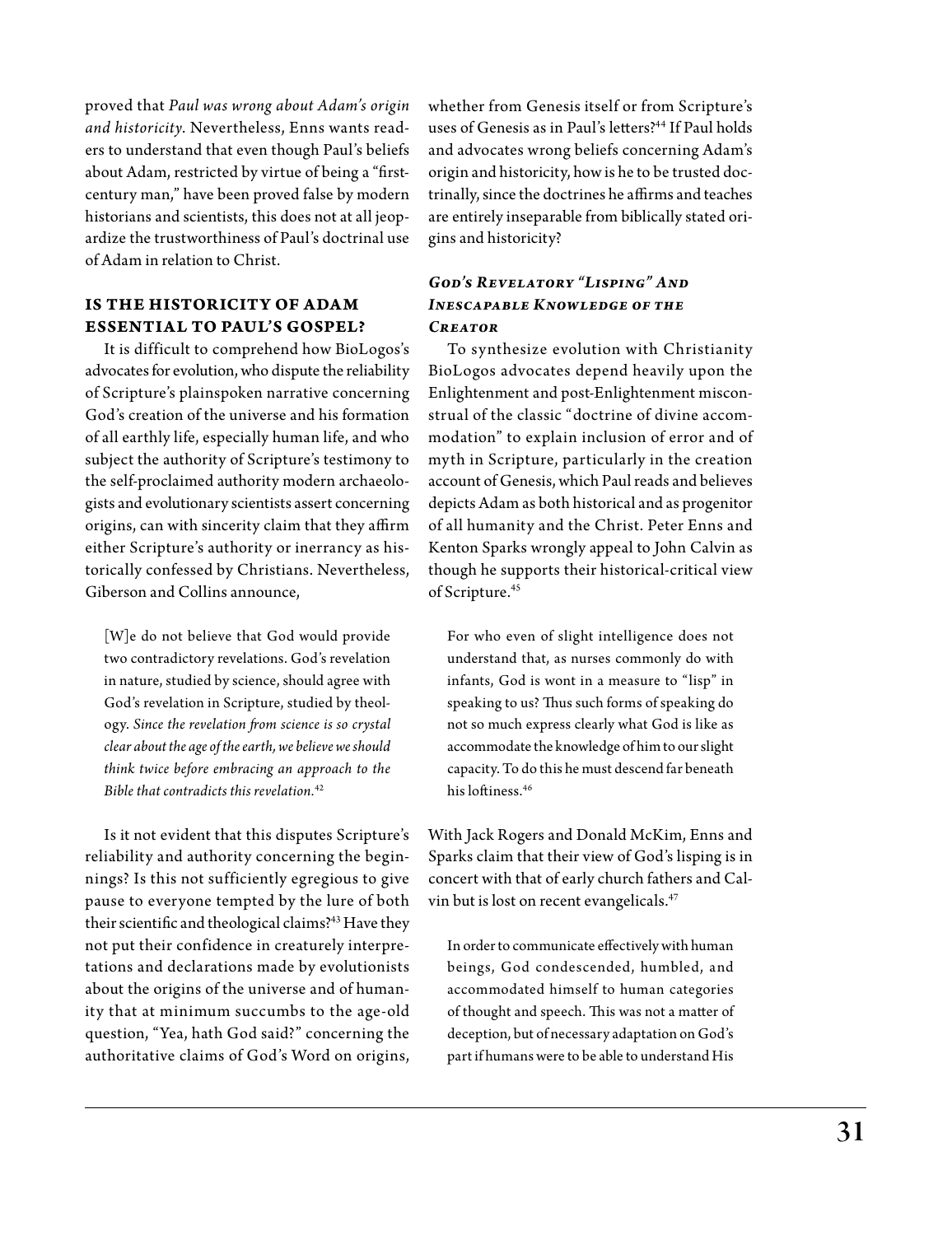proved that *Paul was wrong about Adam's origin and historicity*. Nevertheless, Enns wants readers to understand that even though Paul's beliefs about Adam, restricted by virtue of being a "first-century man," have been proved false by modern historians and scientists, this does not at all jeopardize the trustworthiness of Paul's doctrinal use of Adam in relation to Christ.

## IS THE HISTORICITY OF ADAM ESSENTIAL TO PAUL'S GOSPEL?

It is difficult to comprehend how BioLogos's advocates for evolution, who dispute the reliability of Scripture's plainspoken narrative concerning God's creation of the universe and his formation of all earthly life, especially human life, and who subject the authority of Scripture's testimony to the self-proclaimed authority modern archaeologists and evolutionary scientists assert concerning origins, can with sincerity claim that they affirm either Scripture's authority or inerrancy as historically confessed by Christians. Nevertheless, Giberson and Collins announce,

> [W]e do not believe that God would provide two contradictory revelations. God's revelation in nature, studied by science, should agree with God's revelation in Scripture, studied by theology. *Since the revelation from science is so crystal clear about the age of the earth, we believe we should think twice before embracing an approach to the Bible that contradicts this revelation.*[42]

Is it not evident that this disputes Scripture's reliability and authority concerning the beginnings? Is this not sufficiently egregious to give pause to everyone tempted by the lure of both their scientific and theological claims?[43] Have they not put their confidence in creaturely interpretations and declarations made by evolutionists about the origins of the universe and of humanity that at minimum succumbs to the age-old question, "Yea, hath God said?" concerning the authoritative claims of God's Word on origins, whether from Genesis itself or from Scripture's uses of Genesis as in Paul's letters?[44] If Paul holds and advocates wrong beliefs concerning Adam's origin and historicity, how is he to be trusted doctrinally, since the doctrines he affirms and teaches are entirely inseparable from biblically stated origins and historicity?

### *GOD'S REVELATORY "LISPING" AND INESCAPABLE KNOWLEDGE OF THE CREATOR*

To synthesize evolution with Christianity BioLogos advocates depend heavily upon the Enlightenment and post-Enlightenment misconstrual of the classic "doctrine of divine accommodation" to explain inclusion of error and of myth in Scripture, particularly in the creation account of Genesis, which Paul reads and believes depicts Adam as both historical and as progenitor of all humanity and the Christ. Peter Enns and Kenton Sparks wrongly appeal to John Calvin as though he supports their historical-critical view of Scripture.[45]

> For who even of slight intelligence does not understand that, as nurses commonly do with infants, God is wont in a measure to "lisp" in speaking to us? Thus such forms of speaking do not so much express clearly what God is like as accommodate the knowledge of him to our slight capacity. To do this he must descend far beneath his loftiness.[46]

With Jack Rogers and Donald McKim, Enns and Sparks claim that their view of God's lisping is in concert with that of early church fathers and Calvin but is lost on recent evangelicals.[47]

> In order to communicate effectively with human beings, God condescended, humbled, and accommodated himself to human categories of thought and speech. This was not a matter of deception, but of necessary adaptation on God's part if humans were to be able to understand His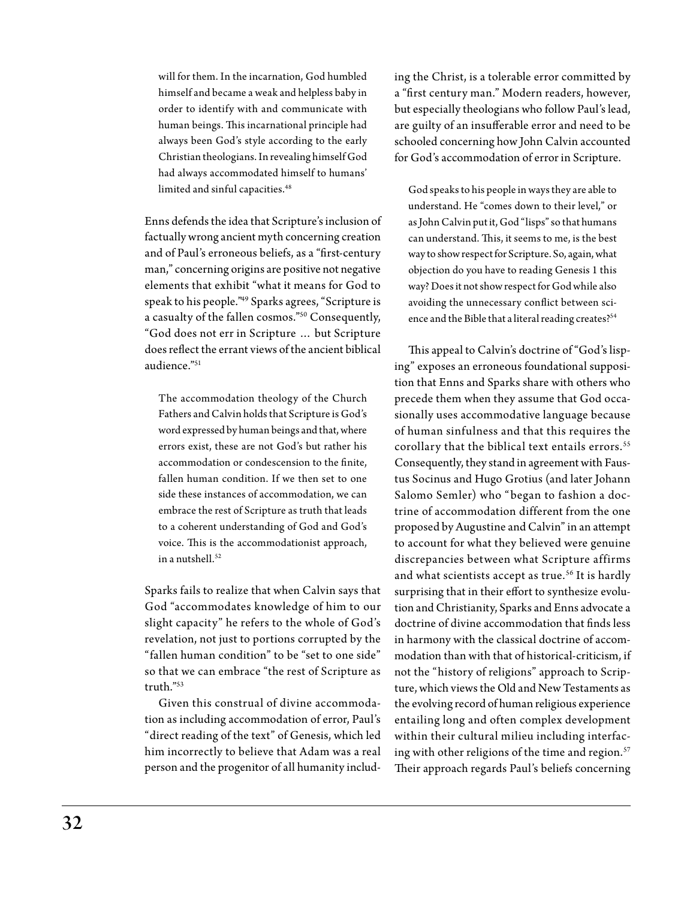will for them. In the incarnation, God humbled himself and became a weak and helpless baby in order to identify with and communicate with human beings. This incarnational principle had always been God's style according to the early Christian theologians. In revealing himself God had always accommodated himself to humans' limited and sinful capacities.[48]

Enns defends the idea that Scripture's inclusion of factually wrong ancient myth concerning creation and of Paul's erroneous beliefs, as a "first-century man," concerning origins are positive not negative elements that exhibit "what it means for God to speak to his people."[49] Sparks agrees, "Scripture is a casualty of the fallen cosmos."[50] Consequently, "God does not err in Scripture … but Scripture does reflect the errant views of the ancient biblical audience."[51]

> The accommodation theology of the Church Fathers and Calvin holds that Scripture is God's word expressed by human beings and that, where errors exist, these are not God's but rather his accommodation or condescension to the finite, fallen human condition. If we then set to one side these instances of accommodation, we can embrace the rest of Scripture as truth that leads to a coherent understanding of God and God's voice. This is the accommodationist approach, in a nutshell.[52]

Sparks fails to realize that when Calvin says that God "accommodates knowledge of him to our slight capacity" he refers to the whole of God's revelation, not just to portions corrupted by the "fallen human condition" to be "set to one side" so that we can embrace "the rest of Scripture as truth."[53]

Given this construal of divine accommodation as including accommodation of error, Paul's "direct reading of the text" of Genesis, which led him incorrectly to believe that Adam was a real person and the progenitor of all humanity including the Christ, is a tolerable error committed by a "first century man." Modern readers, however, but especially theologians who follow Paul's lead, are guilty of an insufferable error and need to be schooled concerning how John Calvin accounted for God's accommodation of error in Scripture.

> God speaks to his people in ways they are able to understand. He "comes down to their level," or as John Calvin put it, God "lisps" so that humans can understand. This, it seems to me, is the best way to show respect for Scripture. So, again, what objection do you have to reading Genesis 1 this way? Does it not show respect for God while also avoiding the unnecessary conflict between science and the Bible that a literal reading creates?[54]

This appeal to Calvin's doctrine of "God's lisping" exposes an erroneous foundational supposition that Enns and Sparks share with others who precede them when they assume that God occasionally uses accommodative language because of human sinfulness and that this requires the corollary that the biblical text entails errors.[55] Consequently, they stand in agreement with Faustus Socinus and Hugo Grotius (and later Johann Salomo Semler) who "began to fashion a doctrine of accommodation different from the one proposed by Augustine and Calvin" in an attempt to account for what they believed were genuine discrepancies between what Scripture affirms and what scientists accept as true.[56] It is hardly surprising that in their effort to synthesize evolution and Christianity, Sparks and Enns advocate a doctrine of divine accommodation that finds less in harmony with the classical doctrine of accommodation than with that of historical-criticism, if not the "history of religions" approach to Scripture, which views the Old and New Testaments as the evolving record of human religious experience entailing long and often complex development within their cultural milieu including interfacing with other religions of the time and region.[57] Their approach regards Paul's beliefs concerning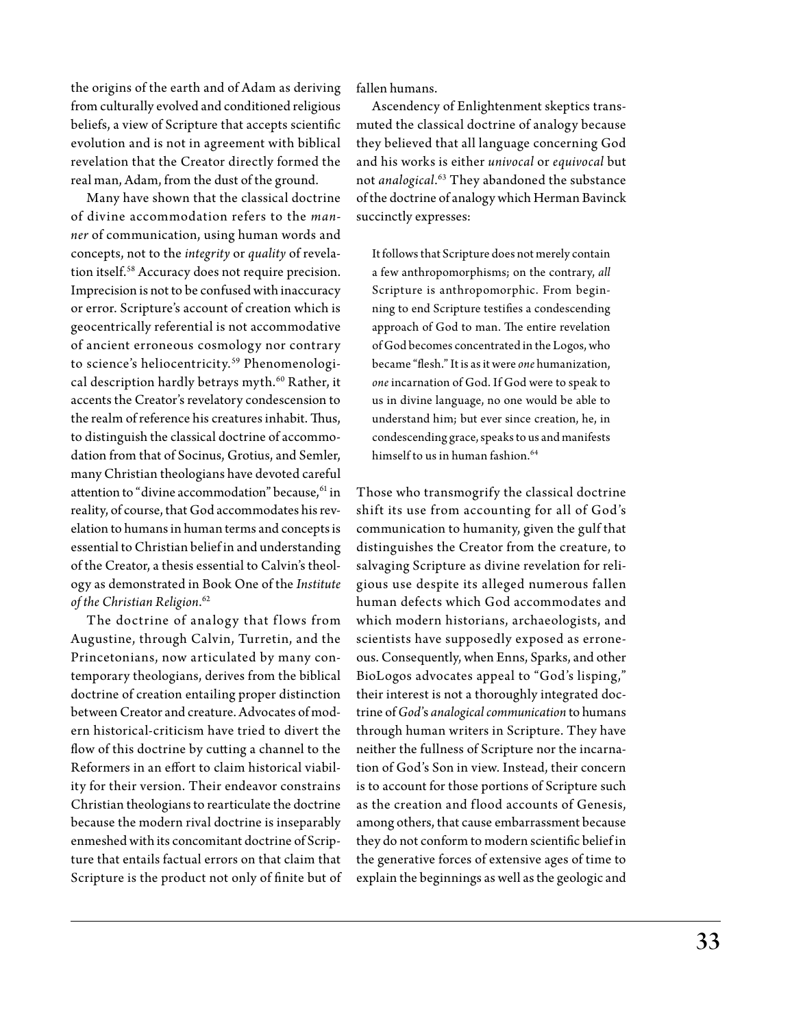the origins of the earth and of Adam as deriving from culturally evolved and conditioned religious beliefs, a view of Scripture that accepts scientific evolution and is not in agreement with biblical revelation that the Creator directly formed the real man, Adam, from the dust of the ground.

Many have shown that the classical doctrine of divine accommodation refers to the *manner* of communication, using human words and concepts, not to the *integrity* or *quality* of revelation itself.[58] Accuracy does not require precision. Imprecision is not to be confused with inaccuracy or error. Scripture's account of creation which is geocentrically referential is not accommodative of ancient erroneous cosmology nor contrary to science's heliocentricity.[59] Phenomenological description hardly betrays myth.[60] Rather, it accents the Creator's revelatory condescension to the realm of reference his creatures inhabit. Thus, to distinguish the classical doctrine of accommodation from that of Socinus, Grotius, and Semler, many Christian theologians have devoted careful attention to "divine accommodation" because,[61] in reality, of course, that God accommodates his revelation to humans in human terms and concepts is essential to Christian belief in and understanding of the Creator, a thesis essential to Calvin's theology as demonstrated in Book One of the *Institute of the Christian Religion*.[62]

The doctrine of analogy that flows from Augustine, through Calvin, Turretin, and the Princetonians, now articulated by many contemporary theologians, derives from the biblical doctrine of creation entailing proper distinction between Creator and creature. Advocates of modern historical-criticism have tried to divert the flow of this doctrine by cutting a channel to the Reformers in an effort to claim historical viability for their version. Their endeavor constrains Christian theologians to rearticulate the doctrine because the modern rival doctrine is inseparably enmeshed with its concomitant doctrine of Scripture that entails factual errors on that claim that Scripture is the product not only of finite but of fallen humans.

Ascendency of Enlightenment skeptics transmuted the classical doctrine of analogy because they believed that all language concerning God and his works is either *univocal* or *equivocal* but not *analogical*.[63] They abandoned the substance of the doctrine of analogy which Herman Bavinck succinctly expresses:

> It follows that Scripture does not merely contain a few anthropomorphisms; on the contrary, *all* Scripture is anthropomorphic. From beginning to end Scripture testifies a condescending approach of God to man. The entire revelation of God becomes concentrated in the Logos, who became "flesh." It is as it were *one* humanization, *one* incarnation of God. If God were to speak to us in divine language, no one would be able to understand him; but ever since creation, he, in condescending grace, speaks to us and manifests himself to us in human fashion.[64]

Those who transmogrify the classical doctrine shift its use from accounting for all of God's communication to humanity, given the gulf that distinguishes the Creator from the creature, to salvaging Scripture as divine revelation for religious use despite its alleged numerous fallen human defects which God accommodates and which modern historians, archaeologists, and scientists have supposedly exposed as erroneous. Consequently, when Enns, Sparks, and other BioLogos advocates appeal to "God's lisping," their interest is not a thoroughly integrated doctrine of *God's analogical communication* to humans through human writers in Scripture. They have neither the fullness of Scripture nor the incarnation of God's Son in view. Instead, their concern is to account for those portions of Scripture such as the creation and flood accounts of Genesis, among others, that cause embarrassment because they do not conform to modern scientific belief in the generative forces of extensive ages of time to explain the beginnings as well as the geologic and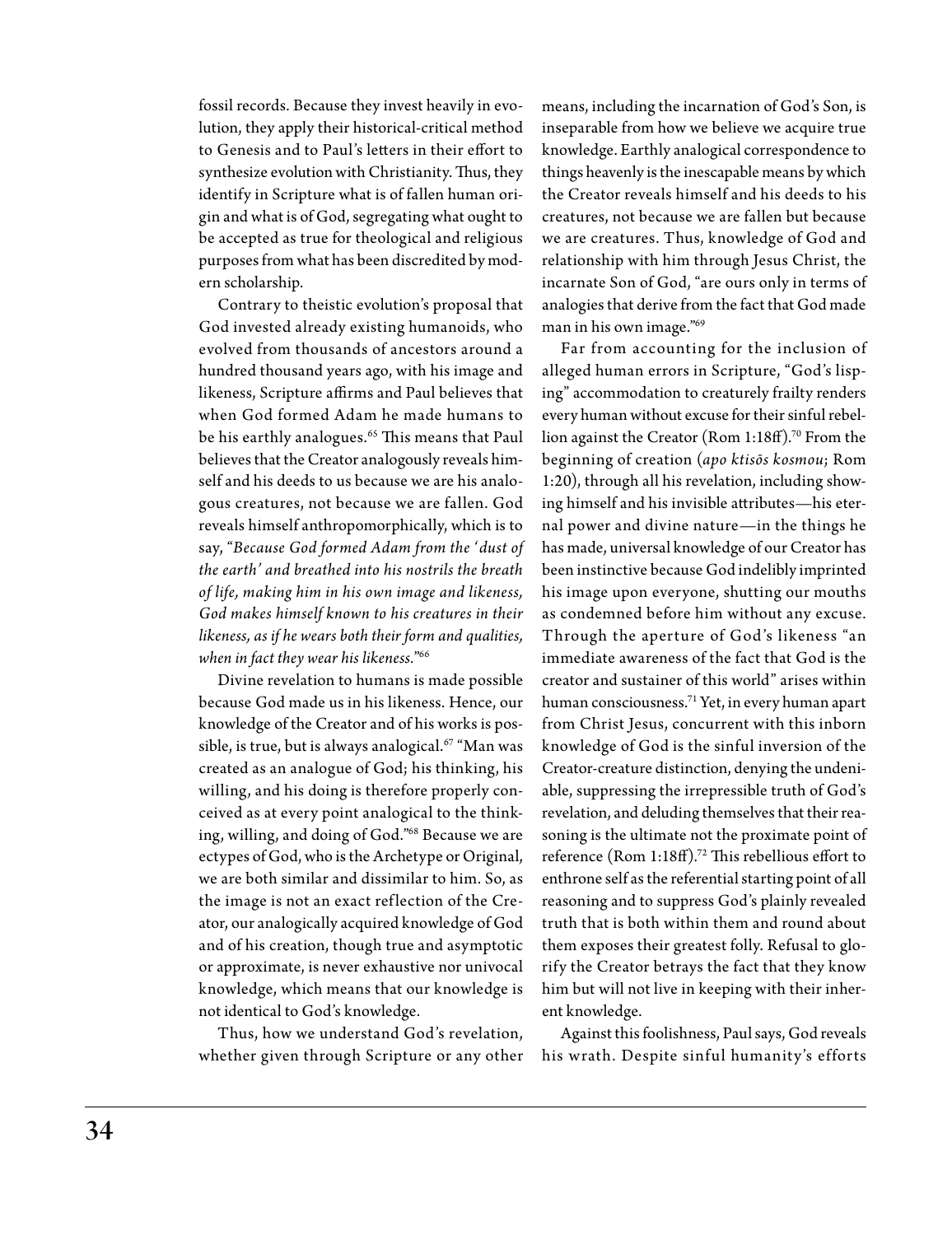fossil records. Because they invest heavily in evolution, they apply their historical-critical method to Genesis and to Paul's letters in their effort to synthesize evolution with Christianity. Thus, they identify in Scripture what is of fallen human origin and what is of God, segregating what ought to be accepted as true for theological and religious purposes from what has been discredited by modern scholarship.

Contrary to theistic evolution's proposal that God invested already existing humanoids, who evolved from thousands of ancestors around a hundred thousand years ago, with his image and likeness, Scripture affirms and Paul believes that when God formed Adam he made humans to be his earthly analogues.[65] This means that Paul believes that the Creator analogously reveals himself and his deeds to us because we are his analogous creatures, not because we are fallen. God reveals himself anthropomorphically, which is to say, "*Because God formed Adam from the 'dust of the earth' and breathed into his nostrils the breath of life, making him in his own image and likeness, God makes himself known to his creatures in their likeness, as if he wears both their form and qualities, when in fact they wear his likeness.*"[66]

Divine revelation to humans is made possible because God made us in his likeness. Hence, our knowledge of the Creator and of his works is possible, is true, but is always analogical.[67] "Man was created as an analogue of God; his thinking, his willing, and his doing is therefore properly conceived as at every point analogical to the thinking, willing, and doing of God."[68] Because we are ectypes of God, who is the Archetype or Original, we are both similar and dissimilar to him. So, as the image is not an exact reflection of the Creator, our analogically acquired knowledge of God and of his creation, though true and asymptotic or approximate, is never exhaustive nor univocal knowledge, which means that our knowledge is not identical to God's knowledge.

Thus, how we understand God's revelation, whether given through Scripture or any other means, including the incarnation of God's Son, is inseparable from how we believe we acquire true knowledge. Earthly analogical correspondence to things heavenly is the inescapable means by which the Creator reveals himself and his deeds to his creatures, not because we are fallen but because we are creatures. Thus, knowledge of God and relationship with him through Jesus Christ, the incarnate Son of God, "are ours only in terms of analogies that derive from the fact that God made man in his own image."[69]

Far from accounting for the inclusion of alleged human errors in Scripture, "God's lisping" accommodation to creaturely frailty renders every human without excuse for their sinful rebellion against the Creator (Rom 1:18ff).[70] From the beginning of creation (*apo ktisōs kosmou*; Rom 1:20), through all his revelation, including showing himself and his invisible attributes—his eternal power and divine nature—in the things he has made, universal knowledge of our Creator has been instinctive because God indelibly imprinted his image upon everyone, shutting our mouths as condemned before him without any excuse. Through the aperture of God's likeness "an immediate awareness of the fact that God is the creator and sustainer of this world" arises within human consciousness.[71] Yet, in every human apart from Christ Jesus, concurrent with this inborn knowledge of God is the sinful inversion of the Creator-creature distinction, denying the undeniable, suppressing the irrepressible truth of God's revelation, and deluding themselves that their reasoning is the ultimate not the proximate point of reference (Rom 1:18ff).[72] This rebellious effort to enthrone self as the referential starting point of all reasoning and to suppress God's plainly revealed truth that is both within them and round about them exposes their greatest folly. Refusal to glorify the Creator betrays the fact that they know him but will not live in keeping with their inherent knowledge.

Against this foolishness, Paul says, God reveals his wrath. Despite sinful humanity's efforts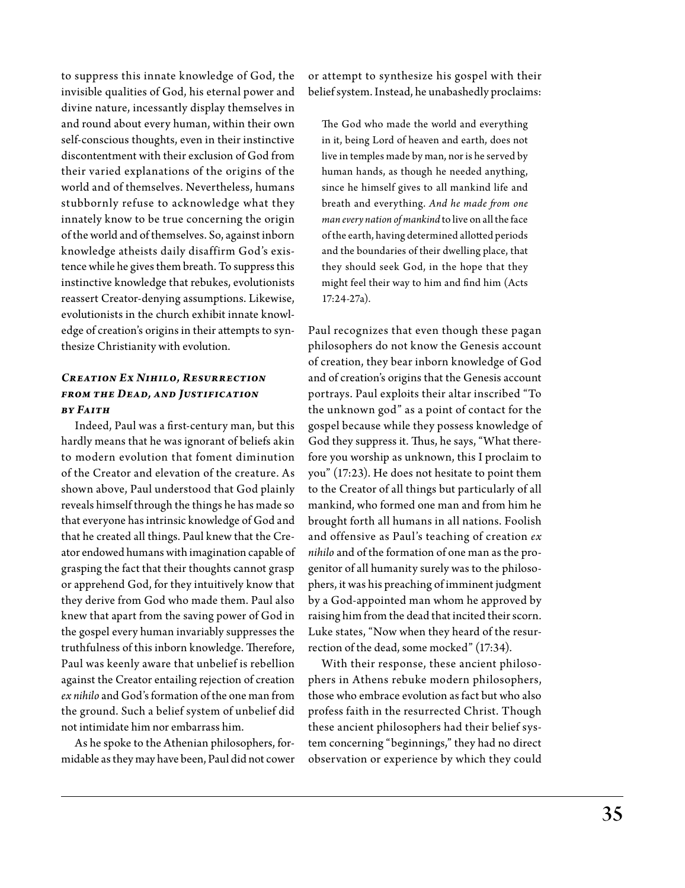to suppress this innate knowledge of God, the invisible qualities of God, his eternal power and divine nature, incessantly display themselves in and round about every human, within their own self-conscious thoughts, even in their instinctive discontentment with their exclusion of God from their varied explanations of the origins of the world and of themselves. Nevertheless, humans stubbornly refuse to acknowledge what they innately know to be true concerning the origin of the world and of themselves. So, against inborn knowledge atheists daily disaffirm God's existence while he gives them breath. To suppress this instinctive knowledge that rebukes, evolutionists reassert Creator-denying assumptions. Likewise, evolutionists in the church exhibit innate knowledge of creation's origins in their attempts to synthesize Christianity with evolution.

### *Creation Ex Nihilo, Resurrection from the Dead, and Justification by Faith*

Indeed, Paul was a first-century man, but this hardly means that he was ignorant of beliefs akin to modern evolution that foment diminution of the Creator and elevation of the creature. As shown above, Paul understood that God plainly reveals himself through the things he has made so that everyone has intrinsic knowledge of God and that he created all things. Paul knew that the Creator endowed humans with imagination capable of grasping the fact that their thoughts cannot grasp or apprehend God, for they intuitively know that they derive from God who made them. Paul also knew that apart from the saving power of God in the gospel every human invariably suppresses the truthfulness of this inborn knowledge. Therefore, Paul was keenly aware that unbelief is rebellion against the Creator entailing rejection of creation *ex nihilo* and God's formation of the one man from the ground. Such a belief system of unbelief did not intimidate him nor embarrass him.

As he spoke to the Athenian philosophers, formidable as they may have been, Paul did not cower or attempt to synthesize his gospel with their belief system. Instead, he unabashedly proclaims:

> The God who made the world and everything in it, being Lord of heaven and earth, does not live in temples made by man, nor is he served by human hands, as though he needed anything, since he himself gives to all mankind life and breath and everything. *And he made from one man every nation of mankind* to live on all the face of the earth, having determined allotted periods and the boundaries of their dwelling place, that they should seek God, in the hope that they might feel their way to him and find him (Acts 17:24-27a).

Paul recognizes that even though these pagan philosophers do not know the Genesis account of creation, they bear inborn knowledge of God and of creation's origins that the Genesis account portrays. Paul exploits their altar inscribed "To the unknown god" as a point of contact for the gospel because while they possess knowledge of God they suppress it. Thus, he says, "What therefore you worship as unknown, this I proclaim to you" (17:23). He does not hesitate to point them to the Creator of all things but particularly of all mankind, who formed one man and from him he brought forth all humans in all nations. Foolish and offensive as Paul's teaching of creation *ex nihilo* and of the formation of one man as the progenitor of all humanity surely was to the philosophers, it was his preaching of imminent judgment by a God-appointed man whom he approved by raising him from the dead that incited their scorn. Luke states, "Now when they heard of the resurrection of the dead, some mocked" (17:34).

With their response, these ancient philosophers in Athens rebuke modern philosophers, those who embrace evolution as fact but who also profess faith in the resurrected Christ. Though these ancient philosophers had their belief system concerning "beginnings," they had no direct observation or experience by which they could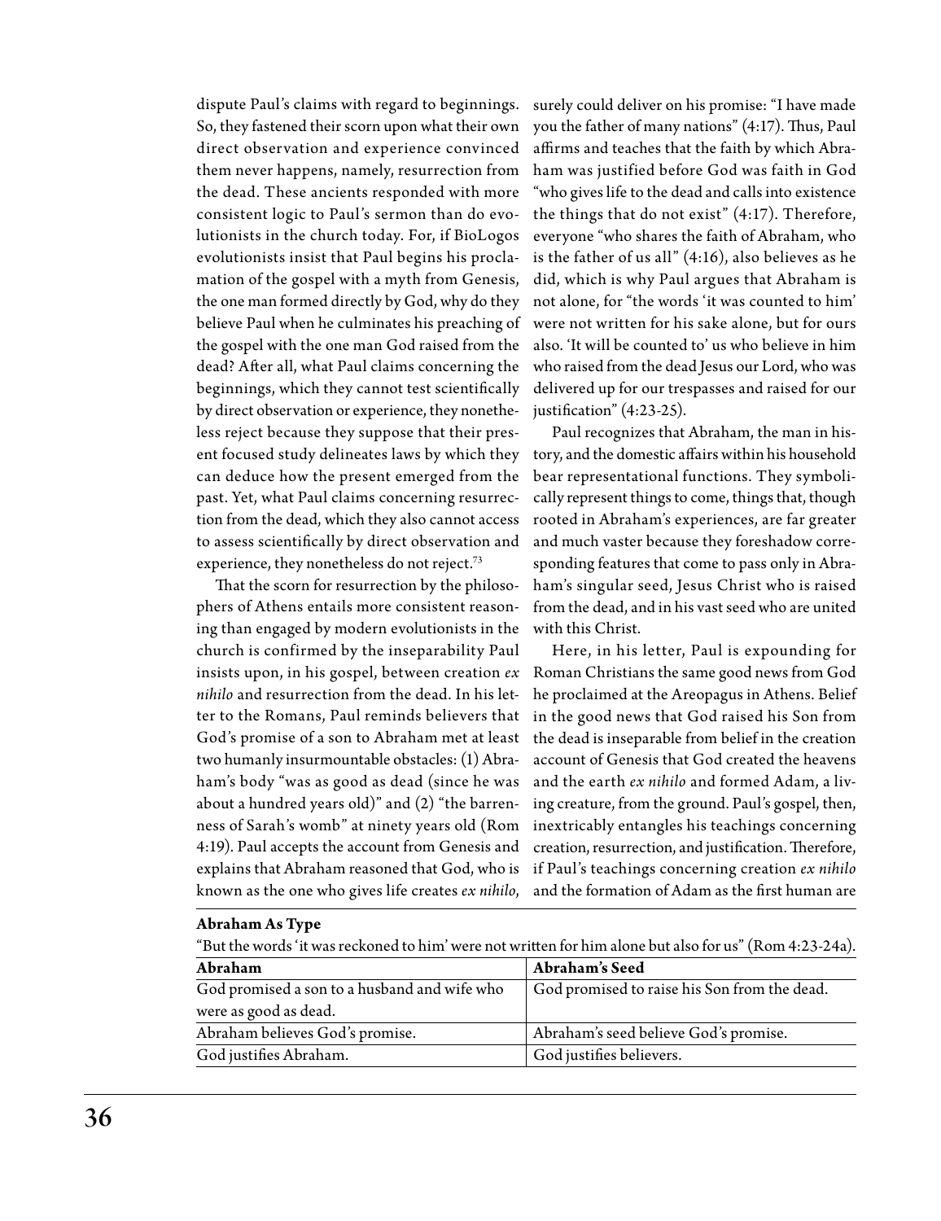dispute Paul's claims with regard to beginnings. So, they fastened their scorn upon what their own direct observation and experience convinced them never happens, namely, resurrection from the dead. These ancients responded with more consistent logic to Paul's sermon than do evolutionists in the church today. For, if BioLogos evolutionists insist that Paul begins his proclamation of the gospel with a myth from Genesis, the one man formed directly by God, why do they believe Paul when he culminates his preaching of the gospel with the one man God raised from the dead? After all, what Paul claims concerning the beginnings, which they cannot test scientifically by direct observation or experience, they nonetheless reject because they suppose that their present focused study delineates laws by which they can deduce how the present emerged from the past. Yet, what Paul claims concerning resurrection from the dead, which they also cannot access to assess scientifically by direct observation and experience, they nonetheless do not reject.[73]

That the scorn for resurrection by the philosophers of Athens entails more consistent reasoning than engaged by modern evolutionists in the church is confirmed by the inseparability Paul insists upon, in his gospel, between creation *ex nihilo* and resurrection from the dead. In his letter to the Romans, Paul reminds believers that God's promise of a son to Abraham met at least two humanly insurmountable obstacles: (1) Abraham's body "was as good as dead (since he was about a hundred years old)" and (2) "the barrenness of Sarah's womb" at ninety years old (Rom 4:19). Paul accepts the account from Genesis and explains that Abraham reasoned that God, who is known as the one who gives life creates *ex nihilo*, surely could deliver on his promise: "I have made you the father of many nations" (4:17). Thus, Paul affirms and teaches that the faith by which Abraham was justified before God was faith in God "who gives life to the dead and calls into existence the things that do not exist" (4:17). Therefore, everyone "who shares the faith of Abraham, who is the father of us all" (4:16), also believes as he did, which is why Paul argues that Abraham is not alone, for "the words 'it was counted to him' were not written for his sake alone, but for ours also. 'It will be counted to' us who believe in him who raised from the dead Jesus our Lord, who was delivered up for our trespasses and raised for our justification" (4:23-25).

Paul recognizes that Abraham, the man in history, and the domestic affairs within his household bear representational functions. They symbolically represent things to come, things that, though rooted in Abraham's experiences, are far greater and much vaster because they foreshadow corresponding features that come to pass only in Abraham's singular seed, Jesus Christ who is raised from the dead, and in his vast seed who are united with this Christ.

Here, in his letter, Paul is expounding for Roman Christians the same good news from God he proclaimed at the Areopagus in Athens. Belief in the good news that God raised his Son from the dead is inseparable from belief in the creation account of Genesis that God created the heavens and the earth *ex nihilo* and formed Adam, a living creature, from the ground. Paul's gospel, then, inextricably entangles his teachings concerning creation, resurrection, and justification. Therefore, if Paul's teachings concerning creation *ex nihilo* and the formation of Adam as the first human are

**Abraham As Type**

"But the words 'it was reckoned to him' were not written for him alone but also for us" (Rom 4:23-24a).

| Abraham | Abraham's Seed |
| --- | --- |
| God promised a son to a husband and wife who were as good as dead. | God promised to raise his Son from the dead. |
| Abraham believes God's promise. | Abraham's seed believe God's promise. |
| God justifies Abraham. | God justifies believers. |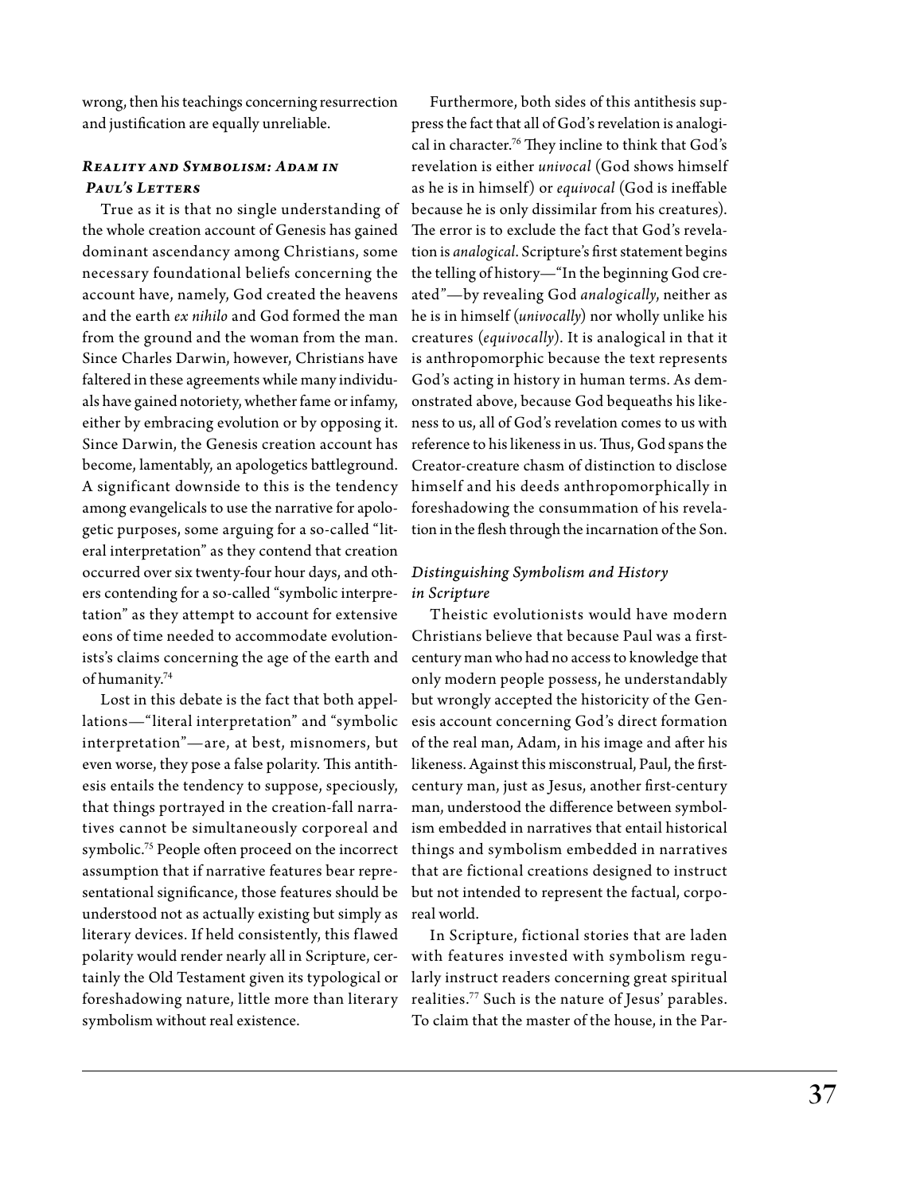wrong, then his teachings concerning resurrection and justification are equally unreliable.

### *Reality and Symbolism: Adam in Paul's Letters*

True as it is that no single understanding of the whole creation account of Genesis has gained dominant ascendancy among Christians, some necessary foundational beliefs concerning the account have, namely, God created the heavens and the earth *ex nihilo* and God formed the man from the ground and the woman from the man. Since Charles Darwin, however, Christians have faltered in these agreements while many individuals have gained notoriety, whether fame or infamy, either by embracing evolution or by opposing it. Since Darwin, the Genesis creation account has become, lamentably, an apologetics battleground. A significant downside to this is the tendency among evangelicals to use the narrative for apologetic purposes, some arguing for a so-called "literal interpretation" as they contend that creation occurred over six twenty-four hour days, and others contending for a so-called "symbolic interpretation" as they attempt to account for extensive eons of time needed to accommodate evolutionists's claims concerning the age of the earth and of humanity.[74]

Lost in this debate is the fact that both appellations—"literal interpretation" and "symbolic interpretation"—are, at best, misnomers, but even worse, they pose a false polarity. This antithesis entails the tendency to suppose, speciously, that things portrayed in the creation-fall narratives cannot be simultaneously corporeal and symbolic.[75] People often proceed on the incorrect assumption that if narrative features bear representational significance, those features should be understood not as actually existing but simply as literary devices. If held consistently, this flawed polarity would render nearly all in Scripture, certainly the Old Testament given its typological or foreshadowing nature, little more than literary symbolism without real existence.

Furthermore, both sides of this antithesis suppress the fact that all of God's revelation is analogical in character.[76] They incline to think that God's revelation is either *univocal* (God shows himself as he is in himself) or *equivocal* (God is ineffable because he is only dissimilar from his creatures). The error is to exclude the fact that God's revelation is *analogical*. Scripture's first statement begins the telling of history—"In the beginning God created"—by revealing God *analogically*, neither as he is in himself (*univocally*) nor wholly unlike his creatures (*equivocally*). It is analogical in that it is anthropomorphic because the text represents God's acting in history in human terms. As demonstrated above, because God bequeaths his likeness to us, all of God's revelation comes to us with reference to his likeness in us. Thus, God spans the Creator-creature chasm of distinction to disclose himself and his deeds anthropomorphically in foreshadowing the consummation of his revelation in the flesh through the incarnation of the Son.

#### *Distinguishing Symbolism and History in Scripture*

Theistic evolutionists would have modern Christians believe that because Paul was a first-century man who had no access to knowledge that only modern people possess, he understandably but wrongly accepted the historicity of the Genesis account concerning God's direct formation of the real man, Adam, in his image and after his likeness. Against this misconstrual, Paul, the first-century man, just as Jesus, another first-century man, understood the difference between symbolism embedded in narratives that entail historical things and symbolism embedded in narratives that are fictional creations designed to instruct but not intended to represent the factual, corporeal world.

In Scripture, fictional stories that are laden with features invested with symbolism regularly instruct readers concerning great spiritual realities.[77] Such is the nature of Jesus' parables. To claim that the master of the house, in the Par-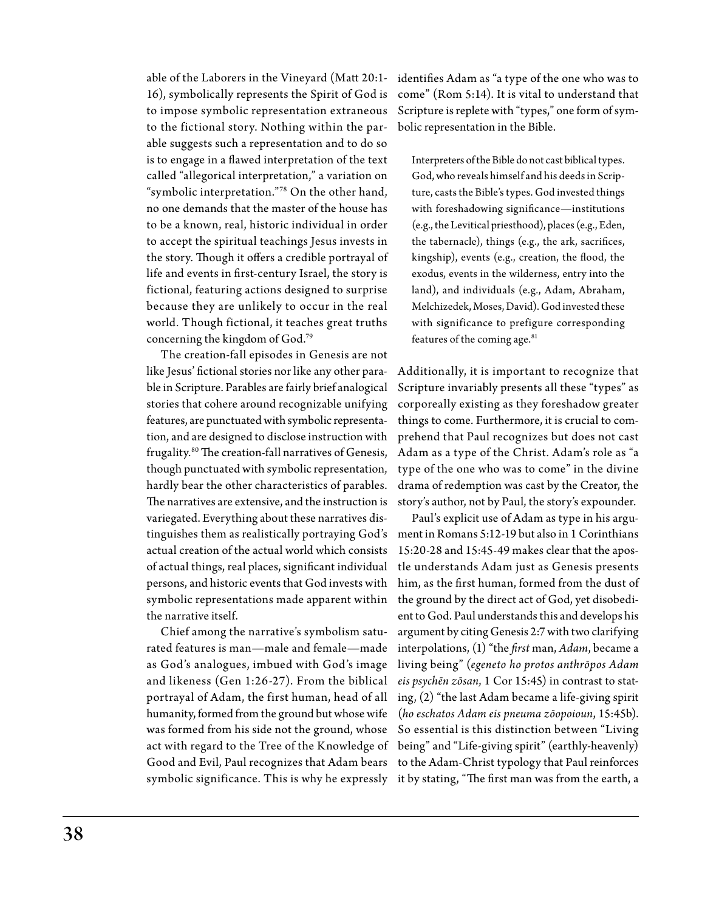able of the Laborers in the Vineyard (Matt 20:1-16), symbolically represents the Spirit of God is to impose symbolic representation extraneous to the fictional story. Nothing within the parable suggests such a representation and to do so is to engage in a flawed interpretation of the text called "allegorical interpretation," a variation on "symbolic interpretation."[78] On the other hand, no one demands that the master of the house has to be a known, real, historic individual in order to accept the spiritual teachings Jesus invests in the story. Though it offers a credible portrayal of life and events in first-century Israel, the story is fictional, featuring actions designed to surprise because they are unlikely to occur in the real world. Though fictional, it teaches great truths concerning the kingdom of God.[79]

The creation-fall episodes in Genesis are not like Jesus' fictional stories nor like any other parable in Scripture. Parables are fairly brief analogical stories that cohere around recognizable unifying features, are punctuated with symbolic representation, and are designed to disclose instruction with frugality.[80] The creation-fall narratives of Genesis, though punctuated with symbolic representation, hardly bear the other characteristics of parables. The narratives are extensive, and the instruction is variegated. Everything about these narratives distinguishes them as realistically portraying God's actual creation of the actual world which consists of actual things, real places, significant individual persons, and historic events that God invests with symbolic representations made apparent within the narrative itself.

Chief among the narrative's symbolism saturated features is man—male and female—made as God's analogues, imbued with God's image and likeness (Gen 1:26-27). From the biblical portrayal of Adam, the first human, head of all humanity, formed from the ground but whose wife was formed from his side not the ground, whose act with regard to the Tree of the Knowledge of Good and Evil, Paul recognizes that Adam bears symbolic significance. This is why he expressly identifies Adam as "a type of the one who was to come" (Rom 5:14). It is vital to understand that Scripture is replete with "types," one form of symbolic representation in the Bible.

> Interpreters of the Bible do not cast biblical types. God, who reveals himself and his deeds in Scripture, casts the Bible's types. God invested things with foreshadowing significance—institutions (e.g., the Levitical priesthood), places (e.g., Eden, the tabernacle), things (e.g., the ark, sacrifices, kingship), events (e.g., creation, the flood, the exodus, events in the wilderness, entry into the land), and individuals (e.g., Adam, Abraham, Melchizedek, Moses, David). God invested these with significance to prefigure corresponding features of the coming age.[81]

Additionally, it is important to recognize that Scripture invariably presents all these "types" as corporeally existing as they foreshadow greater things to come. Furthermore, it is crucial to comprehend that Paul recognizes but does not cast Adam as a type of the Christ. Adam's role as "a type of the one who was to come" in the divine drama of redemption was cast by the Creator, the story's author, not by Paul, the story's expounder.

Paul's explicit use of Adam as type in his argument in Romans 5:12-19 but also in 1 Corinthians 15:20-28 and 15:45-49 makes clear that the apostle understands Adam just as Genesis presents him, as the first human, formed from the dust of the ground by the direct act of God, yet disobedient to God. Paul understands this and develops his argument by citing Genesis 2:7 with two clarifying interpolations, (1) "the *first* man, *Adam*, became a living being" (*egeneto ho protos anthrōpos Adam eis psychēn zōsan*, 1 Cor 15:45) in contrast to stating, (2) "the last Adam became a life-giving spirit (*ho eschatos Adam eis pneuma zōopoioun*, 15:45b). So essential is this distinction between "Living being" and "Life-giving spirit" (earthly-heavenly) to the Adam-Christ typology that Paul reinforces it by stating, "The first man was from the earth, a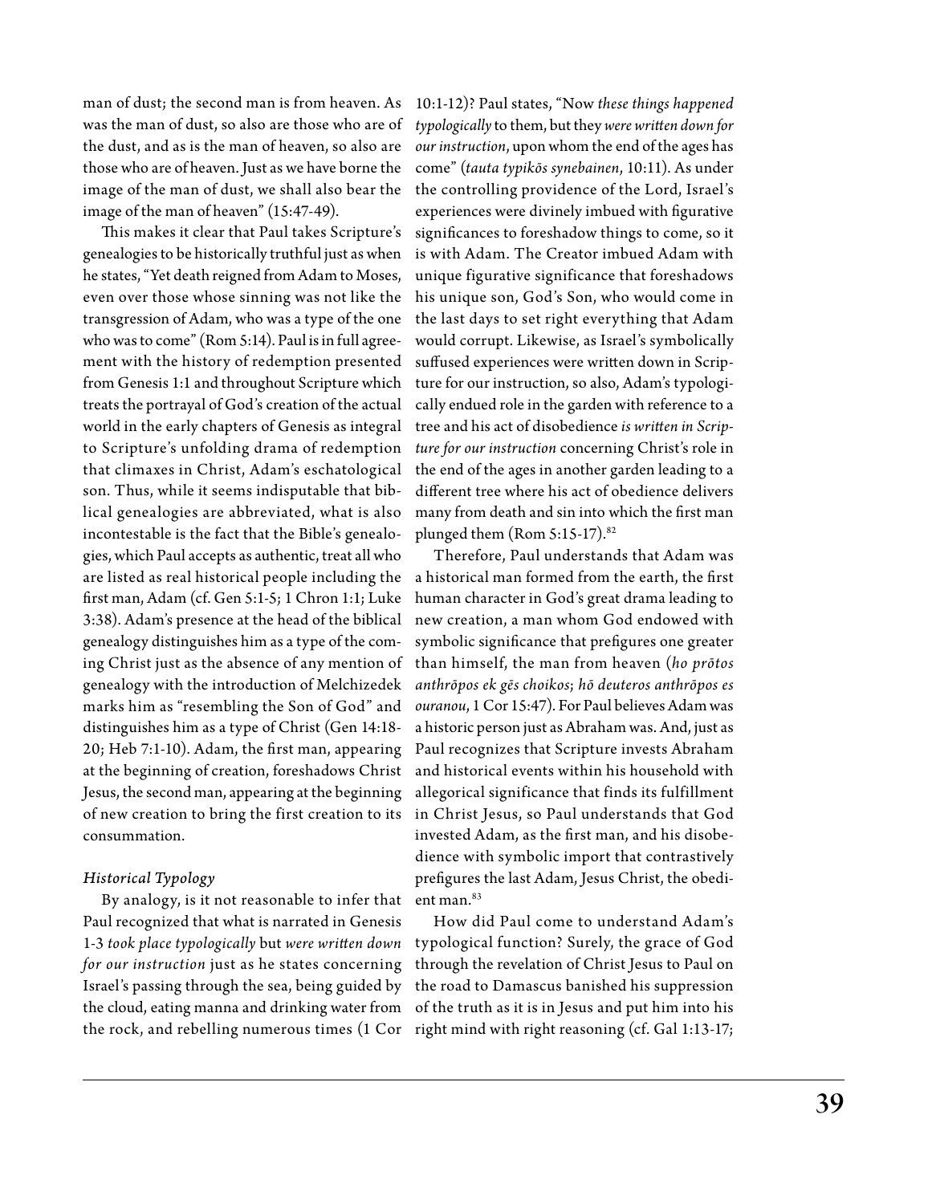man of dust; the second man is from heaven. As was the man of dust, so also are those who are of the dust, and as is the man of heaven, so also are those who are of heaven. Just as we have borne the image of the man of dust, we shall also bear the image of the man of heaven" (15:47-49).

This makes it clear that Paul takes Scripture's genealogies to be historically truthful just as when he states, "Yet death reigned from Adam to Moses, even over those whose sinning was not like the transgression of Adam, who was a type of the one who was to come" (Rom 5:14). Paul is in full agreement with the history of redemption presented from Genesis 1:1 and throughout Scripture which treats the portrayal of God's creation of the actual world in the early chapters of Genesis as integral to Scripture's unfolding drama of redemption that climaxes in Christ, Adam's eschatological son. Thus, while it seems indisputable that biblical genealogies are abbreviated, what is also incontestable is the fact that the Bible's genealogies, which Paul accepts as authentic, treat all who are listed as real historical people including the first man, Adam (cf. Gen 5:1-5; 1 Chron 1:1; Luke 3:38). Adam's presence at the head of the biblical genealogy distinguishes him as a type of the coming Christ just as the absence of any mention of genealogy with the introduction of Melchizedek marks him as "resembling the Son of God" and distinguishes him as a type of Christ (Gen 14:18-20; Heb 7:1-10). Adam, the first man, appearing at the beginning of creation, foreshadows Christ Jesus, the second man, appearing at the beginning of new creation to bring the first creation to its consummation.

### *Historical Typology*

By analogy, is it not reasonable to infer that Paul recognized that what is narrated in Genesis 1-3 *took place typologically* but *were written down for our instruction* just as he states concerning Israel's passing through the sea, being guided by the cloud, eating manna and drinking water from the rock, and rebelling numerous times (1 Cor 10:1-12)? Paul states, "Now *these things happened typologically* to them, but they *were written down for our instruction*, upon whom the end of the ages has come" (*tauta typikōs synebainen*, 10:11). As under the controlling providence of the Lord, Israel's experiences were divinely imbued with figurative significances to foreshadow things to come, so it is with Adam. The Creator imbued Adam with unique figurative significance that foreshadows his unique son, God's Son, who would come in the last days to set right everything that Adam would corrupt. Likewise, as Israel's symbolically suffused experiences were written down in Scripture for our instruction, so also, Adam's typologically endued role in the garden with reference to a tree and his act of disobedience *is written in Scripture for our instruction* concerning Christ's role in the end of the ages in another garden leading to a different tree where his act of obedience delivers many from death and sin into which the first man plunged them (Rom 5:15-17).[82]

Therefore, Paul understands that Adam was a historical man formed from the earth, the first human character in God's great drama leading to new creation, a man whom God endowed with symbolic significance that prefigures one greater than himself, the man from heaven (*ho prōtos anthrōpos ek gēs choikos*; *hō deuteros anthrōpos es ouranou*, 1 Cor 15:47). For Paul believes Adam was a historic person just as Abraham was. And, just as Paul recognizes that Scripture invests Abraham and historical events within his household with allegorical significance that finds its fulfillment in Christ Jesus, so Paul understands that God invested Adam, as the first man, and his disobedience with symbolic import that contrastively prefigures the last Adam, Jesus Christ, the obedient man.[83]

How did Paul come to understand Adam's typological function? Surely, the grace of God through the revelation of Christ Jesus to Paul on the road to Damascus banished his suppression of the truth as it is in Jesus and put him into his right mind with right reasoning (cf. Gal 1:13-17;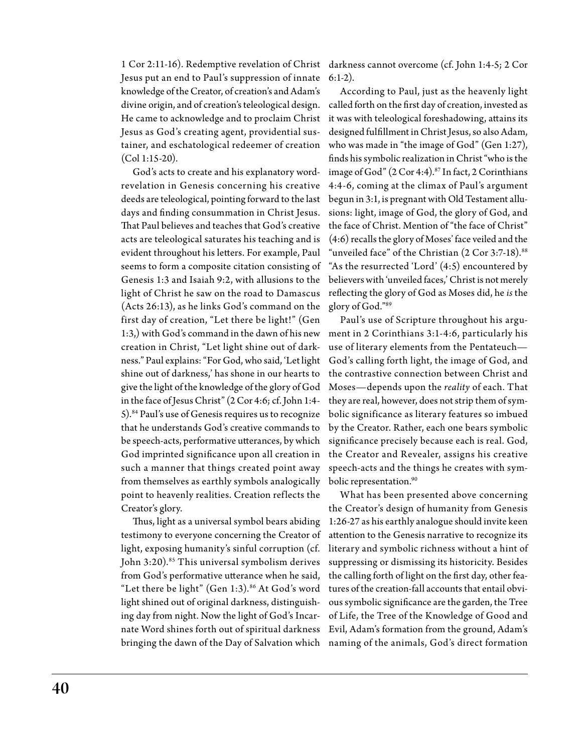1 Cor 2:11-16). Redemptive revelation of Christ Jesus put an end to Paul's suppression of innate knowledge of the Creator, of creation's and Adam's divine origin, and of creation's teleological design. He came to acknowledge and to proclaim Christ Jesus as God's creating agent, providential sustainer, and eschatological redeemer of creation (Col 1:15-20).

God's acts to create and his explanatory word-revelation in Genesis concerning his creative deeds are teleological, pointing forward to the last days and finding consummation in Christ Jesus. That Paul believes and teaches that God's creative acts are teleological saturates his teaching and is evident throughout his letters. For example, Paul seems to form a composite citation consisting of Genesis 1:3 and Isaiah 9:2, with allusions to the light of Christ he saw on the road to Damascus (Acts 26:13), as he links God's command on the first day of creation, "Let there be light!" (Gen 1:3,) with God's command in the dawn of his new creation in Christ, "Let light shine out of darkness." Paul explains: "For God, who said, 'Let light shine out of darkness,' has shone in our hearts to give the light of the knowledge of the glory of God in the face of Jesus Christ" (2 Cor 4:6; cf. John 1:4-5).[84] Paul's use of Genesis requires us to recognize that he understands God's creative commands to be speech-acts, performative utterances, by which God imprinted significance upon all creation in such a manner that things created point away from themselves as earthly symbols analogically point to heavenly realities. Creation reflects the Creator's glory.

Thus, light as a universal symbol bears abiding testimony to everyone concerning the Creator of light, exposing humanity's sinful corruption (cf. John 3:20).[85] This universal symbolism derives from God's performative utterance when he said, "Let there be light" (Gen 1:3).[86] At God's word light shined out of original darkness, distinguishing day from night. Now the light of God's Incarnate Word shines forth out of spiritual darkness bringing the dawn of the Day of Salvation which darkness cannot overcome (cf. John 1:4-5; 2 Cor 6:1-2).

According to Paul, just as the heavenly light called forth on the first day of creation, invested as it was with teleological foreshadowing, attains its designed fulfillment in Christ Jesus, so also Adam, who was made in "the image of God" (Gen 1:27), finds his symbolic realization in Christ "who is the image of God" (2 Cor 4:4).[87] In fact, 2 Corinthians 4:4-6, coming at the climax of Paul's argument begun in 3:1, is pregnant with Old Testament allusions: light, image of God, the glory of God, and the face of Christ. Mention of "the face of Christ" (4:6) recalls the glory of Moses' face veiled and the "unveiled face" of the Christian (2 Cor 3:7-18).[88] "As the resurrected 'Lord' (4:5) encountered by believers with 'unveiled faces,' Christ is not merely reflecting the glory of God as Moses did, he *is* the glory of God."[89]

Paul's use of Scripture throughout his argument in 2 Corinthians 3:1-4:6, particularly his use of literary elements from the Pentateuch—God's calling forth light, the image of God, and the contrastive connection between Christ and Moses—depends upon the *reality* of each. That they are real, however, does not strip them of symbolic significance as literary features so imbued by the Creator. Rather, each one bears symbolic significance precisely because each is real. God, the Creator and Revealer, assigns his creative speech-acts and the things he creates with symbolic representation.[90]

What has been presented above concerning the Creator's design of humanity from Genesis 1:26-27 as his earthly analogue should invite keen attention to the Genesis narrative to recognize its literary and symbolic richness without a hint of suppressing or dismissing its historicity. Besides the calling forth of light on the first day, other features of the creation-fall accounts that entail obvious symbolic significance are the garden, the Tree of Life, the Tree of the Knowledge of Good and Evil, Adam's formation from the ground, Adam's naming of the animals, God's direct formation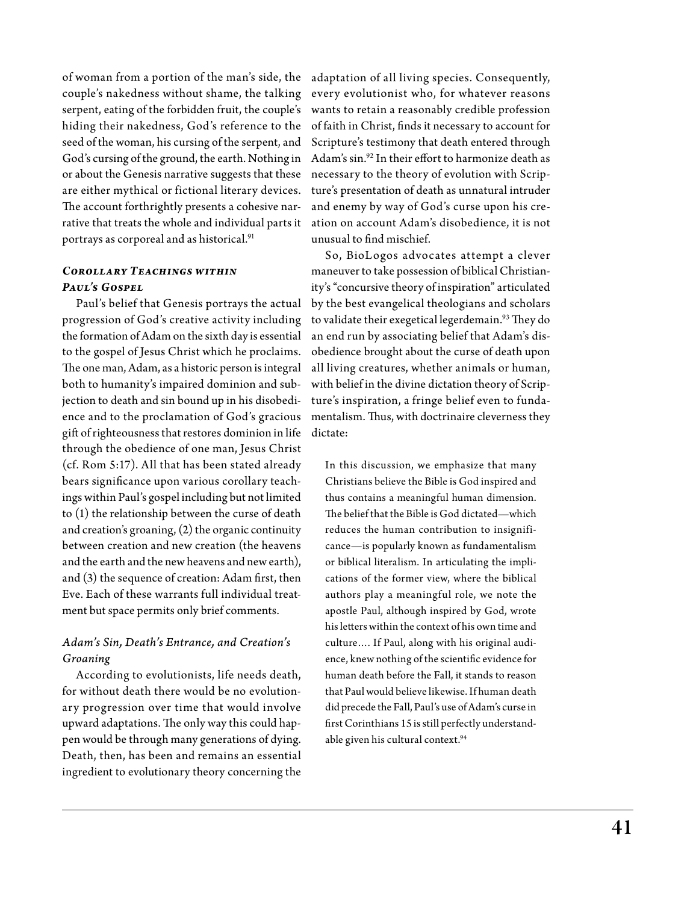of woman from a portion of the man's side, the couple's nakedness without shame, the talking serpent, eating of the forbidden fruit, the couple's hiding their nakedness, God's reference to the seed of the woman, his cursing of the serpent, and God's cursing of the ground, the earth. Nothing in or about the Genesis narrative suggests that these are either mythical or fictional literary devices. The account forthrightly presents a cohesive narrative that treats the whole and individual parts it portrays as corporeal and as historical.[91]

### *Corollary Teachings within Paul's Gospel*

Paul's belief that Genesis portrays the actual progression of God's creative activity including the formation of Adam on the sixth day is essential to the gospel of Jesus Christ which he proclaims. The one man, Adam, as a historic person is integral both to humanity's impaired dominion and subjection to death and sin bound up in his disobedience and to the proclamation of God's gracious gift of righteousness that restores dominion in life through the obedience of one man, Jesus Christ (cf. Rom 5:17). All that has been stated already bears significance upon various corollary teachings within Paul's gospel including but not limited to (1) the relationship between the curse of death and creation's groaning, (2) the organic continuity between creation and new creation (the heavens and the earth and the new heavens and new earth), and (3) the sequence of creation: Adam first, then Eve. Each of these warrants full individual treatment but space permits only brief comments.

#### *Adam's Sin, Death's Entrance, and Creation's Groaning*

According to evolutionists, life needs death, for without death there would be no evolutionary progression over time that would involve upward adaptations. The only way this could happen would be through many generations of dying. Death, then, has been and remains an essential ingredient to evolutionary theory concerning the adaptation of all living species. Consequently, every evolutionist who, for whatever reasons wants to retain a reasonably credible profession of faith in Christ, finds it necessary to account for Scripture's testimony that death entered through Adam's sin.[92] In their effort to harmonize death as necessary to the theory of evolution with Scripture's presentation of death as unnatural intruder and enemy by way of God's curse upon his creation on account Adam's disobedience, it is not unusual to find mischief.

So, BioLogos advocates attempt a clever maneuver to take possession of biblical Christianity's "concursive theory of inspiration" articulated by the best evangelical theologians and scholars to validate their exegetical legerdemain.[93] They do an end run by associating belief that Adam's disobedience brought about the curse of death upon all living creatures, whether animals or human, with belief in the divine dictation theory of Scripture's inspiration, a fringe belief even to fundamentalism. Thus, with doctrinaire cleverness they dictate:

> In this discussion, we emphasize that many Christians believe the Bible is God inspired and thus contains a meaningful human dimension. The belief that the Bible is God dictated—which reduces the human contribution to insignificance—is popularly known as fundamentalism or biblical literalism. In articulating the implications of the former view, where the biblical authors play a meaningful role, we note the apostle Paul, although inspired by God, wrote his letters within the context of his own time and culture.... If Paul, along with his original audience, knew nothing of the scientific evidence for human death before the Fall, it stands to reason that Paul would believe likewise. If human death did precede the Fall, Paul's use of Adam's curse in first Corinthians 15 is still perfectly understandable given his cultural context.[94]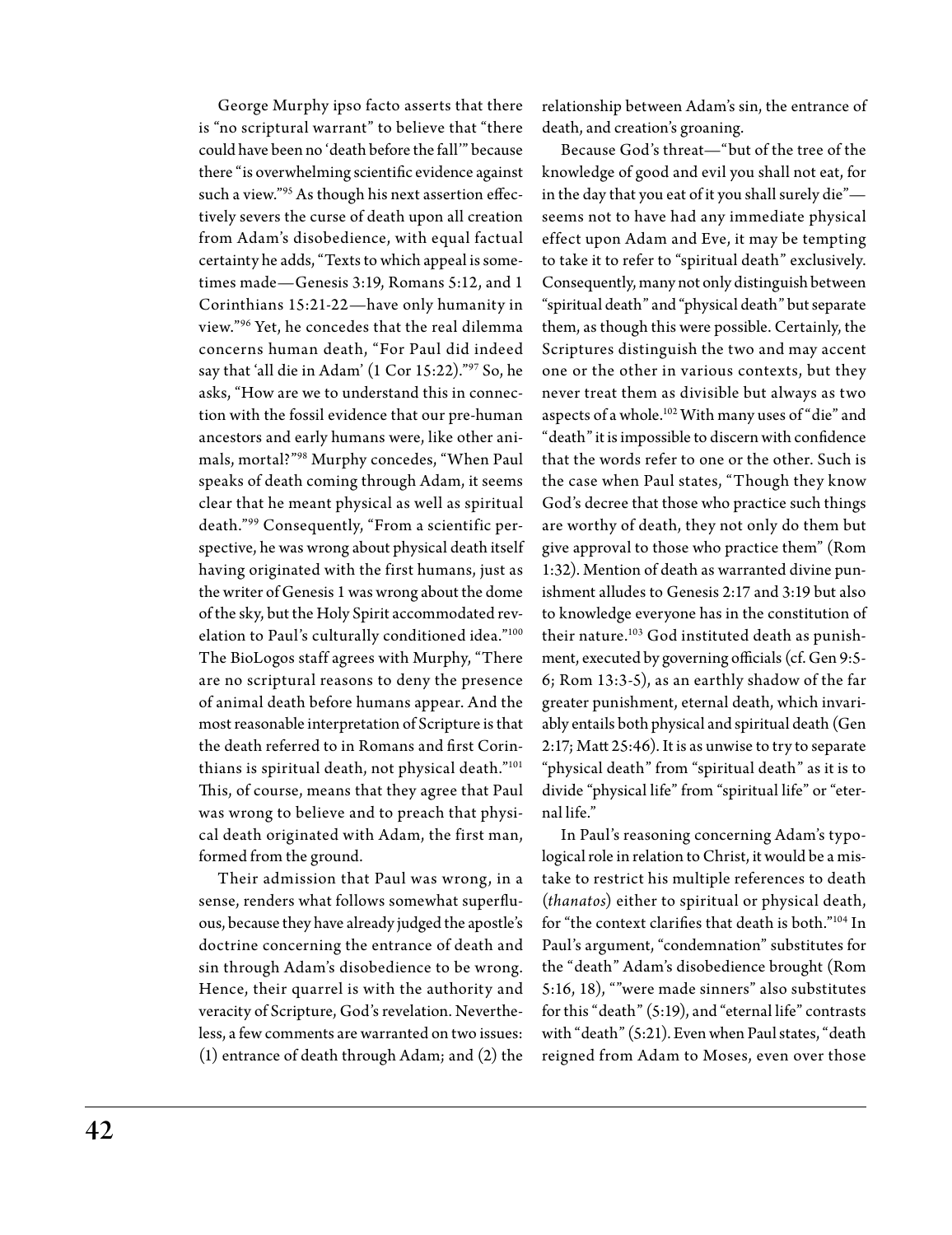George Murphy ipso facto asserts that there is "no scriptural warrant" to believe that "there could have been no 'death before the fall'" because there "is overwhelming scientific evidence against such a view."[95] As though his next assertion effectively severs the curse of death upon all creation from Adam's disobedience, with equal factual certainty he adds, "Texts to which appeal is sometimes made—Genesis 3:19, Romans 5:12, and 1 Corinthians 15:21-22—have only humanity in view."[96] Yet, he concedes that the real dilemma concerns human death, "For Paul did indeed say that 'all die in Adam' (1 Cor 15:22)."[97] So, he asks, "How are we to understand this in connection with the fossil evidence that our pre-human ancestors and early humans were, like other animals, mortal?"[98] Murphy concedes, "When Paul speaks of death coming through Adam, it seems clear that he meant physical as well as spiritual death."[99] Consequently, "From a scientific perspective, he was wrong about physical death itself having originated with the first humans, just as the writer of Genesis 1 was wrong about the dome of the sky, but the Holy Spirit accommodated revelation to Paul's culturally conditioned idea."[100] The BioLogos staff agrees with Murphy, "There are no scriptural reasons to deny the presence of animal death before humans appear. And the most reasonable interpretation of Scripture is that the death referred to in Romans and first Corinthians is spiritual death, not physical death."[101] This, of course, means that they agree that Paul was wrong to believe and to preach that physical death originated with Adam, the first man, formed from the ground.

Their admission that Paul was wrong, in a sense, renders what follows somewhat superfluous, because they have already judged the apostle's doctrine concerning the entrance of death and sin through Adam's disobedience to be wrong. Hence, their quarrel is with the authority and veracity of Scripture, God's revelation. Nevertheless, a few comments are warranted on two issues: (1) entrance of death through Adam; and (2) the relationship between Adam's sin, the entrance of death, and creation's groaning.

Because God's threat—"but of the tree of the knowledge of good and evil you shall not eat, for in the day that you eat of it you shall surely die"—seems not to have had any immediate physical effect upon Adam and Eve, it may be tempting to take it to refer to "spiritual death" exclusively. Consequently, many not only distinguish between "spiritual death" and "physical death" but separate them, as though this were possible. Certainly, the Scriptures distinguish the two and may accent one or the other in various contexts, but they never treat them as divisible but always as two aspects of a whole.[102] With many uses of "die" and "death" it is impossible to discern with confidence that the words refer to one or the other. Such is the case when Paul states, "Though they know God's decree that those who practice such things are worthy of death, they not only do them but give approval to those who practice them" (Rom 1:32). Mention of death as warranted divine punishment alludes to Genesis 2:17 and 3:19 but also to knowledge everyone has in the constitution of their nature.[103] God instituted death as punishment, executed by governing officials (cf. Gen 9:5-6; Rom 13:3-5), as an earthly shadow of the far greater punishment, eternal death, which invariably entails both physical and spiritual death (Gen 2:17; Matt 25:46). It is as unwise to try to separate "physical death" from "spiritual death" as it is to divide "physical life" from "spiritual life" or "eternal life."

In Paul's reasoning concerning Adam's typological role in relation to Christ, it would be a mistake to restrict his multiple references to death (*thanatos*) either to spiritual or physical death, for "the context clarifies that death is both."[104] In Paul's argument, "condemnation" substitutes for the "death" Adam's disobedience brought (Rom 5:16, 18), ""were made sinners" also substitutes for this "death" (5:19), and "eternal life" contrasts with "death" (5:21). Even when Paul states, "death reigned from Adam to Moses, even over those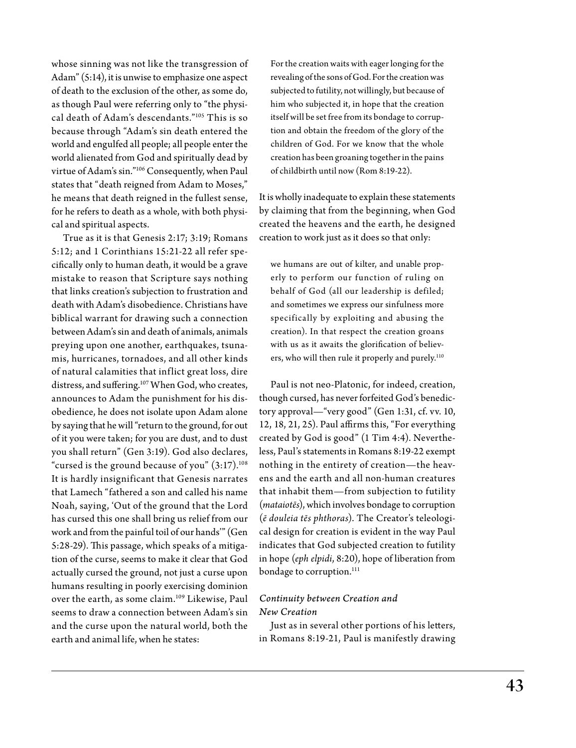whose sinning was not like the transgression of Adam" (5:14), it is unwise to emphasize one aspect of death to the exclusion of the other, as some do, as though Paul were referring only to "the physical death of Adam's descendants."[105] This is so because through "Adam's sin death entered the world and engulfed all people; all people enter the world alienated from God and spiritually dead by virtue of Adam's sin."[106] Consequently, when Paul states that "death reigned from Adam to Moses," he means that death reigned in the fullest sense, for he refers to death as a whole, with both physical and spiritual aspects.

True as it is that Genesis 2:17; 3:19; Romans 5:12; and 1 Corinthians 15:21-22 all refer specifically only to human death, it would be a grave mistake to reason that Scripture says nothing that links creation's subjection to frustration and death with Adam's disobedience. Christians have biblical warrant for drawing such a connection between Adam's sin and death of animals, animals preying upon one another, earthquakes, tsunamis, hurricanes, tornadoes, and all other kinds of natural calamities that inflict great loss, dire distress, and suffering.[107] When God, who creates, announces to Adam the punishment for his disobedience, he does not isolate upon Adam alone by saying that he will "return to the ground, for out of it you were taken; for you are dust, and to dust you shall return" (Gen 3:19). God also declares, "cursed is the ground because of you" (3:17).[108] It is hardly insignificant that Genesis narrates that Lamech "fathered a son and called his name Noah, saying, 'Out of the ground that the Lord has cursed this one shall bring us relief from our work and from the painful toil of our hands'" (Gen 5:28-29). This passage, which speaks of a mitigation of the curse, seems to make it clear that God actually cursed the ground, not just a curse upon humans resulting in poorly exercising dominion over the earth, as some claim.[109] Likewise, Paul seems to draw a connection between Adam's sin and the curse upon the natural world, both the earth and animal life, when he states:

> For the creation waits with eager longing for the revealing of the sons of God. For the creation was subjected to futility, not willingly, but because of him who subjected it, in hope that the creation itself will be set free from its bondage to corruption and obtain the freedom of the glory of the children of God. For we know that the whole creation has been groaning together in the pains of childbirth until now (Rom 8:19-22).

It is wholly inadequate to explain these statements by claiming that from the beginning, when God created the heavens and the earth, he designed creation to work just as it does so that only:

> we humans are out of kilter, and unable properly to perform our function of ruling on behalf of God (all our leadership is defiled; and sometimes we express our sinfulness more specifically by exploiting and abusing the creation). In that respect the creation groans with us as it awaits the glorification of believers, who will then rule it properly and purely.[110]

Paul is not neo-Platonic, for indeed, creation, though cursed, has never forfeited God's benedictory approval—"very good" (Gen 1:31, cf. vv. 10, 12, 18, 21, 25). Paul affirms this, "For everything created by God is good" (1 Tim 4:4). Nevertheless, Paul's statements in Romans 8:19-22 exempt nothing in the entirety of creation—the heavens and the earth and all non-human creatures that inhabit them—from subjection to futility (*mataiotēs*), which involves bondage to corruption (*ē douleia tēs phthoras*). The Creator's teleological design for creation is evident in the way Paul indicates that God subjected creation to futility in hope (*eph elpidi*, 8:20), hope of liberation from bondage to corruption.[111]

### *Continuity between Creation and New Creation*

Just as in several other portions of his letters, in Romans 8:19-21, Paul is manifestly drawing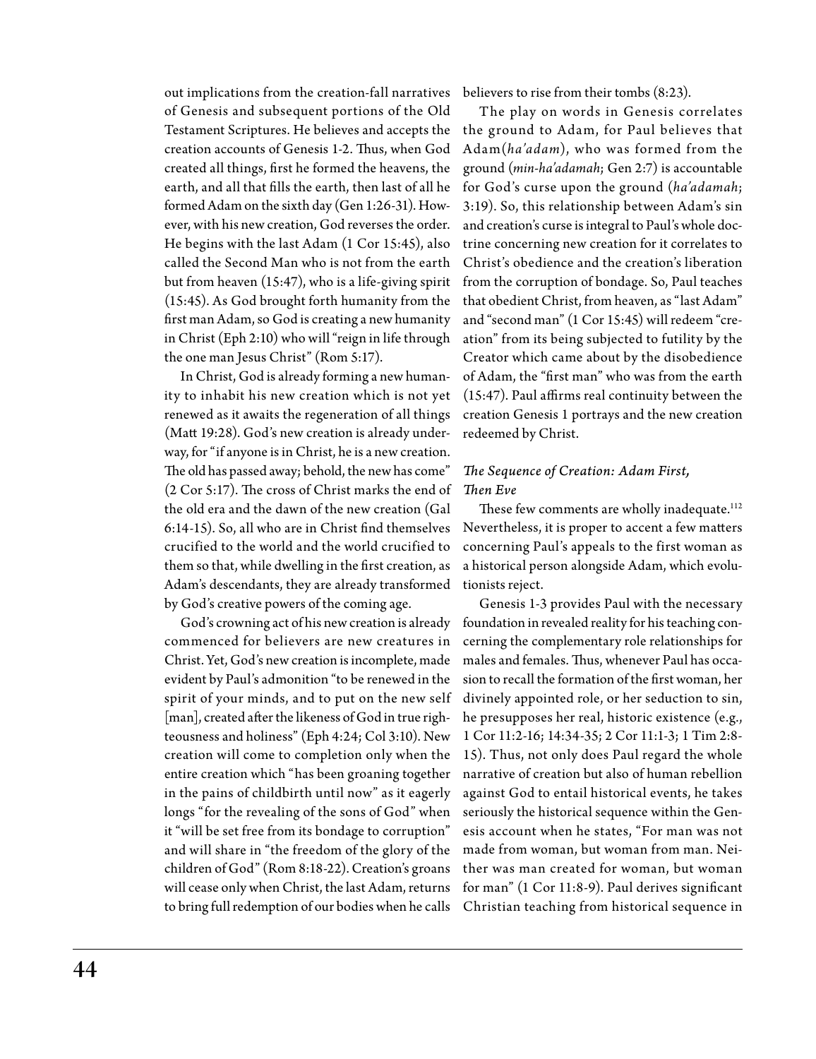out implications from the creation-fall narratives of Genesis and subsequent portions of the Old Testament Scriptures. He believes and accepts the creation accounts of Genesis 1-2. Thus, when God created all things, first he formed the heavens, the earth, and all that fills the earth, then last of all he formed Adam on the sixth day (Gen 1:26-31). However, with his new creation, God reverses the order. He begins with the last Adam (1 Cor 15:45), also called the Second Man who is not from the earth but from heaven (15:47), who is a life-giving spirit (15:45). As God brought forth humanity from the first man Adam, so God is creating a new humanity in Christ (Eph 2:10) who will "reign in life through the one man Jesus Christ" (Rom 5:17).

In Christ, God is already forming a new humanity to inhabit his new creation which is not yet renewed as it awaits the regeneration of all things (Matt 19:28). God's new creation is already underway, for "if anyone is in Christ, he is a new creation. The old has passed away; behold, the new has come" (2 Cor 5:17). The cross of Christ marks the end of the old era and the dawn of the new creation (Gal 6:14-15). So, all who are in Christ find themselves crucified to the world and the world crucified to them so that, while dwelling in the first creation, as Adam's descendants, they are already transformed by God's creative powers of the coming age.

God's crowning act of his new creation is already commenced for believers are new creatures in Christ. Yet, God's new creation is incomplete, made evident by Paul's admonition "to be renewed in the spirit of your minds, and to put on the new self [man], created after the likeness of God in true righteousness and holiness" (Eph 4:24; Col 3:10). New creation will come to completion only when the entire creation which "has been groaning together in the pains of childbirth until now" as it eagerly longs "for the revealing of the sons of God" when it "will be set free from its bondage to corruption" and will share in "the freedom of the glory of the children of God" (Rom 8:18-22). Creation's groans will cease only when Christ, the last Adam, returns to bring full redemption of our bodies when he calls believers to rise from their tombs (8:23).

The play on words in Genesis correlates the ground to Adam, for Paul believes that Adam(*ha'adam*), who was formed from the ground (*min-ha'adamah*; Gen 2:7) is accountable for God's curse upon the ground (*ha'adamah*; 3:19). So, this relationship between Adam's sin and creation's curse is integral to Paul's whole doctrine concerning new creation for it correlates to Christ's obedience and the creation's liberation from the corruption of bondage. So, Paul teaches that obedient Christ, from heaven, as "last Adam" and "second man" (1 Cor 15:45) will redeem "creation" from its being subjected to futility by the Creator which came about by the disobedience of Adam, the "first man" who was from the earth (15:47). Paul affirms real continuity between the creation Genesis 1 portrays and the new creation redeemed by Christ.

### *The Sequence of Creation: Adam First, Then Eve*

These few comments are wholly inadequate.[112] Nevertheless, it is proper to accent a few matters concerning Paul's appeals to the first woman as a historical person alongside Adam, which evolutionists reject.

Genesis 1-3 provides Paul with the necessary foundation in revealed reality for his teaching concerning the complementary role relationships for males and females. Thus, whenever Paul has occasion to recall the formation of the first woman, her divinely appointed role, or her seduction to sin, he presupposes her real, historic existence (e.g., 1 Cor 11:2-16; 14:34-35; 2 Cor 11:1-3; 1 Tim 2:8-15). Thus, not only does Paul regard the whole narrative of creation but also of human rebellion against God to entail historical events, he takes seriously the historical sequence within the Genesis account when he states, "For man was not made from woman, but woman from man. Neither was man created for woman, but woman for man" (1 Cor 11:8-9). Paul derives significant Christian teaching from historical sequence in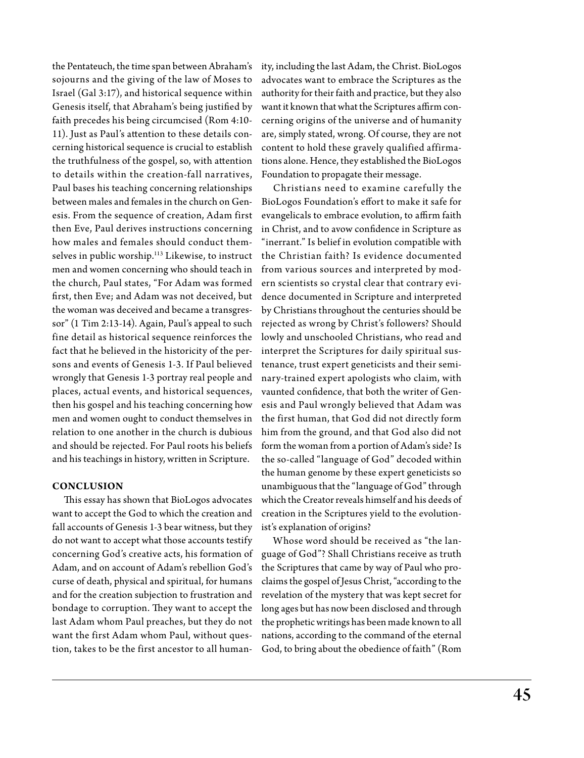the Pentateuch, the time span between Abraham's sojourns and the giving of the law of Moses to Israel (Gal 3:17), and historical sequence within Genesis itself, that Abraham's being justified by faith precedes his being circumcised (Rom 4:10-11). Just as Paul's attention to these details concerning historical sequence is crucial to establish the truthfulness of the gospel, so, with attention to details within the creation-fall narratives, Paul bases his teaching concerning relationships between males and females in the church on Genesis. From the sequence of creation, Adam first then Eve, Paul derives instructions concerning how males and females should conduct themselves in public worship.[113] Likewise, to instruct men and women concerning who should teach in the church, Paul states, "For Adam was formed first, then Eve; and Adam was not deceived, but the woman was deceived and became a transgressor" (1 Tim 2:13-14). Again, Paul's appeal to such fine detail as historical sequence reinforces the fact that he believed in the historicity of the persons and events of Genesis 1-3. If Paul believed wrongly that Genesis 1-3 portray real people and places, actual events, and historical sequences, then his gospel and his teaching concerning how men and women ought to conduct themselves in relation to one another in the church is dubious and should be rejected. For Paul roots his beliefs and his teachings in history, written in Scripture.

## CONCLUSION

This essay has shown that BioLogos advocates want to accept the God to which the creation and fall accounts of Genesis 1-3 bear witness, but they do not want to accept what those accounts testify concerning God's creative acts, his formation of Adam, and on account of Adam's rebellion God's curse of death, physical and spiritual, for humans and for the creation subjection to frustration and bondage to corruption. They want to accept the last Adam whom Paul preaches, but they do not want the first Adam whom Paul, without question, takes to be the first ancestor to all humanity, including the last Adam, the Christ. BioLogos advocates want to embrace the Scriptures as the authority for their faith and practice, but they also want it known that what the Scriptures affirm concerning origins of the universe and of humanity are, simply stated, wrong. Of course, they are not content to hold these gravely qualified affirmations alone. Hence, they established the BioLogos Foundation to propagate their message.

Christians need to examine carefully the BioLogos Foundation's effort to make it safe for evangelicals to embrace evolution, to affirm faith in Christ, and to avow confidence in Scripture as "inerrant." Is belief in evolution compatible with the Christian faith? Is evidence documented from various sources and interpreted by modern scientists so crystal clear that contrary evidence documented in Scripture and interpreted by Christians throughout the centuries should be rejected as wrong by Christ's followers? Should lowly and unschooled Christians, who read and interpret the Scriptures for daily spiritual sustenance, trust expert geneticists and their seminary-trained expert apologists who claim, with vaunted confidence, that both the writer of Genesis and Paul wrongly believed that Adam was the first human, that God did not directly form him from the ground, and that God also did not form the woman from a portion of Adam's side? Is the so-called "language of God" decoded within the human genome by these expert geneticists so unambiguous that the "language of God" through which the Creator reveals himself and his deeds of creation in the Scriptures yield to the evolutionist's explanation of origins?

Whose word should be received as "the language of God"? Shall Christians receive as truth the Scriptures that came by way of Paul who proclaims the gospel of Jesus Christ, "according to the revelation of the mystery that was kept secret for long ages but has now been disclosed and through the prophetic writings has been made known to all nations, according to the command of the eternal God, to bring about the obedience of faith" (Rom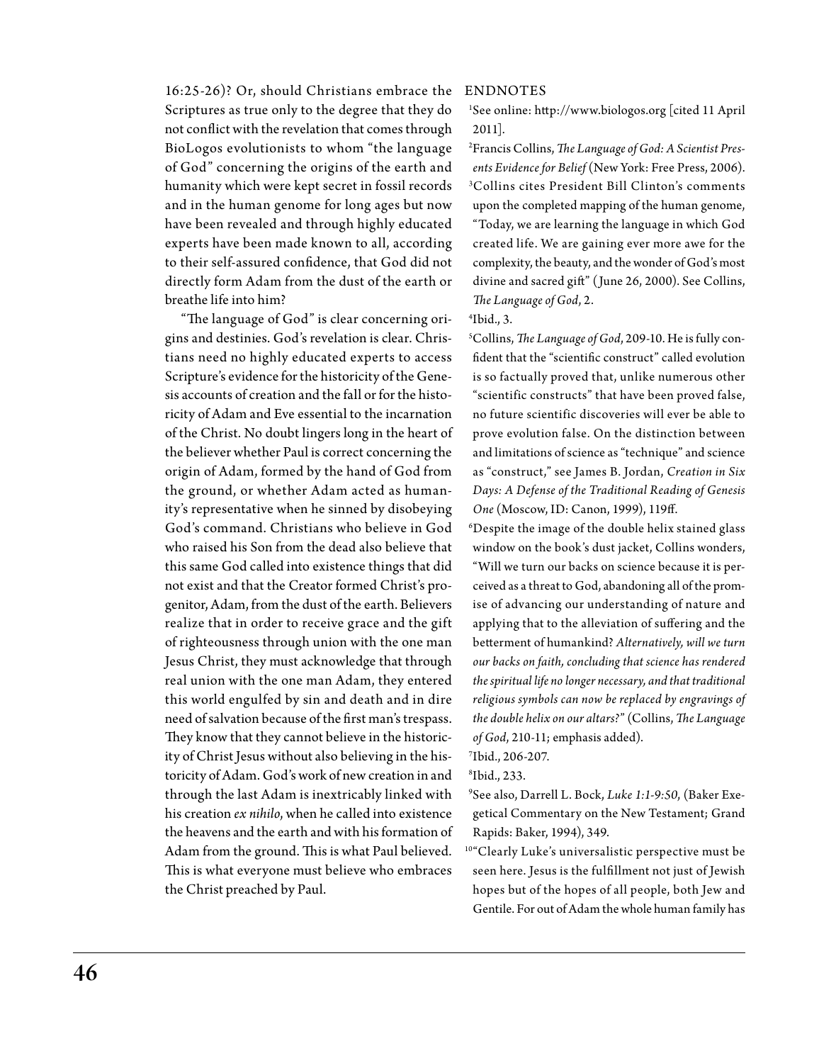16:25-26)? Or, should Christians embrace the Scriptures as true only to the degree that they do not conflict with the revelation that comes through BioLogos evolutionists to whom "the language of God" concerning the origins of the earth and humanity which were kept secret in fossil records and in the human genome for long ages but now have been revealed and through highly educated experts have been made known to all, according to their self-assured confidence, that God did not directly form Adam from the dust of the earth or breathe life into him?

"The language of God" is clear concerning origins and destinies. God's revelation is clear. Christians need no highly educated experts to access Scripture's evidence for the historicity of the Genesis accounts of creation and the fall or for the historicity of Adam and Eve essential to the incarnation of the Christ. No doubt lingers long in the heart of the believer whether Paul is correct concerning the origin of Adam, formed by the hand of God from the ground, or whether Adam acted as humanity's representative when he sinned by disobeying God's command. Christians who believe in God who raised his Son from the dead also believe that this same God called into existence things that did not exist and that the Creator formed Christ's progenitor, Adam, from the dust of the earth. Believers realize that in order to receive grace and the gift of righteousness through union with the one man Jesus Christ, they must acknowledge that through real union with the one man Adam, they entered this world engulfed by sin and death and in dire need of salvation because of the first man's trespass. They know that they cannot believe in the historicity of Christ Jesus without also believing in the historicity of Adam. God's work of new creation in and through the last Adam is inextricably linked with his creation *ex nihilo*, when he called into existence the heavens and the earth and with his formation of Adam from the ground. This is what Paul believed. This is what everyone must believe who embraces the Christ preached by Paul.

## ENDNOTES

[1] See online: http://www.biologos.org [cited 11 April 2011].

[2] Francis Collins, *The Language of God: A Scientist Presents Evidence for Belief* (New York: Free Press, 2006).

[3] Collins cites President Bill Clinton's comments upon the completed mapping of the human genome, "Today, we are learning the language in which God created life. We are gaining ever more awe for the complexity, the beauty, and the wonder of God's most divine and sacred gift" (June 26, 2000). See Collins, *The Language of God*, 2.

[4] Ibid., 3.

[5] Collins, *The Language of God*, 209-10. He is fully confident that the "scientific construct" called evolution is so factually proved that, unlike numerous other "scientific constructs" that have been proved false, no future scientific discoveries will ever be able to prove evolution false. On the distinction between and limitations of science as "technique" and science as "construct," see James B. Jordan, *Creation in Six Days: A Defense of the Traditional Reading of Genesis One* (Moscow, ID: Canon, 1999), 119ff.

[6] Despite the image of the double helix stained glass window on the book's dust jacket, Collins wonders, "Will we turn our backs on science because it is perceived as a threat to God, abandoning all of the promise of advancing our understanding of nature and applying that to the alleviation of suffering and the betterment of humankind? *Alternatively, will we turn our backs on faith, concluding that science has rendered the spiritual life no longer necessary, and that traditional religious symbols can now be replaced by engravings of the double helix on our altars?*" (Collins, *The Language of God*, 210-11; emphasis added).

[7] Ibid., 206-207.

[8] Ibid., 233.

[9] See also, Darrell L. Bock, *Luke 1:1-9:50*, (Baker Exegetical Commentary on the New Testament; Grand Rapids: Baker, 1994), 349.

[10] "Clearly Luke's universalistic perspective must be seen here. Jesus is the fulfillment not just of Jewish hopes but of the hopes of all people, both Jew and Gentile. For out of Adam the whole human family has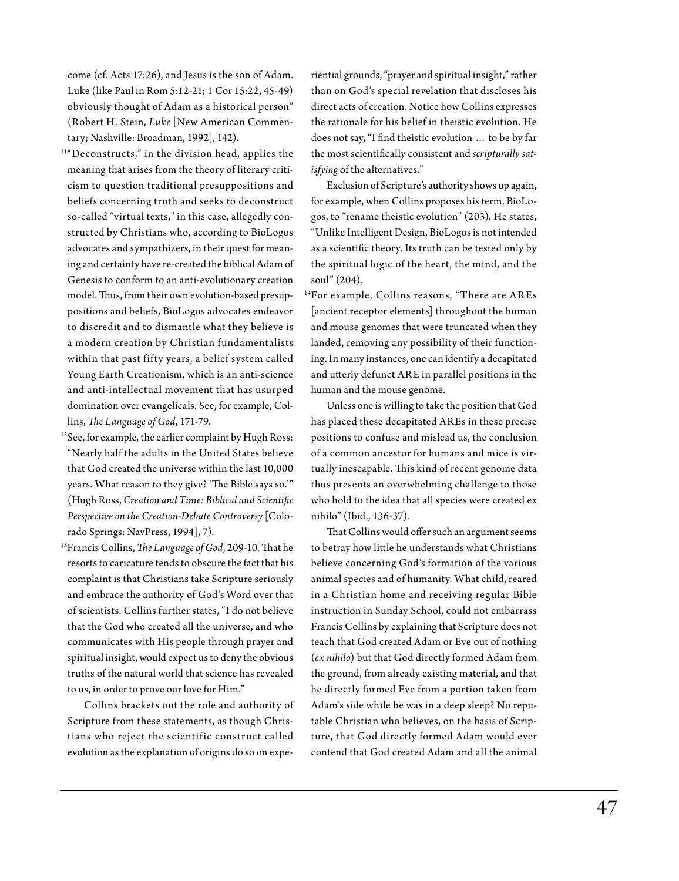come (cf. Acts 17:26), and Jesus is the son of Adam. Luke (like Paul in Rom 5:12-21; 1 Cor 15:22, 45-49) obviously thought of Adam as a historical person" (Robert H. Stein, *Luke* [New American Commentary; Nashville: Broadman, 1992], 142).

[11]"Deconstructs," in the division head, applies the meaning that arises from the theory of literary criticism to question traditional presuppositions and beliefs concerning truth and seeks to deconstruct so-called "virtual texts," in this case, allegedly constructed by Christians who, according to BioLogos advocates and sympathizers, in their quest for meaning and certainty have re-created the biblical Adam of Genesis to conform to an anti-evolutionary creation model. Thus, from their own evolution-based presuppositions and beliefs, BioLogos advocates endeavor to discredit and to dismantle what they believe is a modern creation by Christian fundamentalists within that past fifty years, a belief system called Young Earth Creationism, which is an anti-science and anti-intellectual movement that has usurped domination over evangelicals. See, for example, Collins, *The Language of God*, 171-79.

[12]See, for example, the earlier complaint by Hugh Ross: "Nearly half the adults in the United States believe that God created the universe within the last 10,000 years. What reason to they give? 'The Bible says so.'" (Hugh Ross, *Creation and Time: Biblical and Scientific Perspective on the Creation-Debate Controversy* [Colorado Springs: NavPress, 1994], 7).

[13]Francis Collins, *The Language of God*, 209-10. That he resorts to caricature tends to obscure the fact that his complaint is that Christians take Scripture seriously and embrace the authority of God's Word over that of scientists. Collins further states, "I do not believe that the God who created all the universe, and who communicates with His people through prayer and spiritual insight, would expect us to deny the obvious truths of the natural world that science has revealed to us, in order to prove our love for Him."

Collins brackets out the role and authority of Scripture from these statements, as though Christians who reject the scientific construct called evolution as the explanation of origins do so on experiential grounds, "prayer and spiritual insight," rather than on God's special revelation that discloses his direct acts of creation. Notice how Collins expresses the rationale for his belief in theistic evolution. He does not say, "I find theistic evolution … to be by far the most scientifically consistent and *scripturally satisfying* of the alternatives."

Exclusion of Scripture's authority shows up again, for example, when Collins proposes his term, BioLogos, to "rename theistic evolution" (203). He states, "Unlike Intelligent Design, BioLogos is not intended as a scientific theory. Its truth can be tested only by the spiritual logic of the heart, the mind, and the soul" (204).

[14]For example, Collins reasons, "There are AREs [ancient receptor elements] throughout the human and mouse genomes that were truncated when they landed, removing any possibility of their functioning. In many instances, one can identify a decapitated and utterly defunct ARE in parallel positions in the human and the mouse genome.

Unless one is willing to take the position that God has placed these decapitated AREs in these precise positions to confuse and mislead us, the conclusion of a common ancestor for humans and mice is virtually inescapable. This kind of recent genome data thus presents an overwhelming challenge to those who hold to the idea that all species were created ex nihilo" (Ibid., 136-37).

That Collins would offer such an argument seems to betray how little he understands what Christians believe concerning God's formation of the various animal species and of humanity. What child, reared in a Christian home and receiving regular Bible instruction in Sunday School, could not embarrass Francis Collins by explaining that Scripture does not teach that God created Adam or Eve out of nothing (*ex nihilo*) but that God directly formed Adam from the ground, from already existing material, and that he directly formed Eve from a portion taken from Adam's side while he was in a deep sleep? No reputable Christian who believes, on the basis of Scripture, that God directly formed Adam would ever contend that God created Adam and all the animal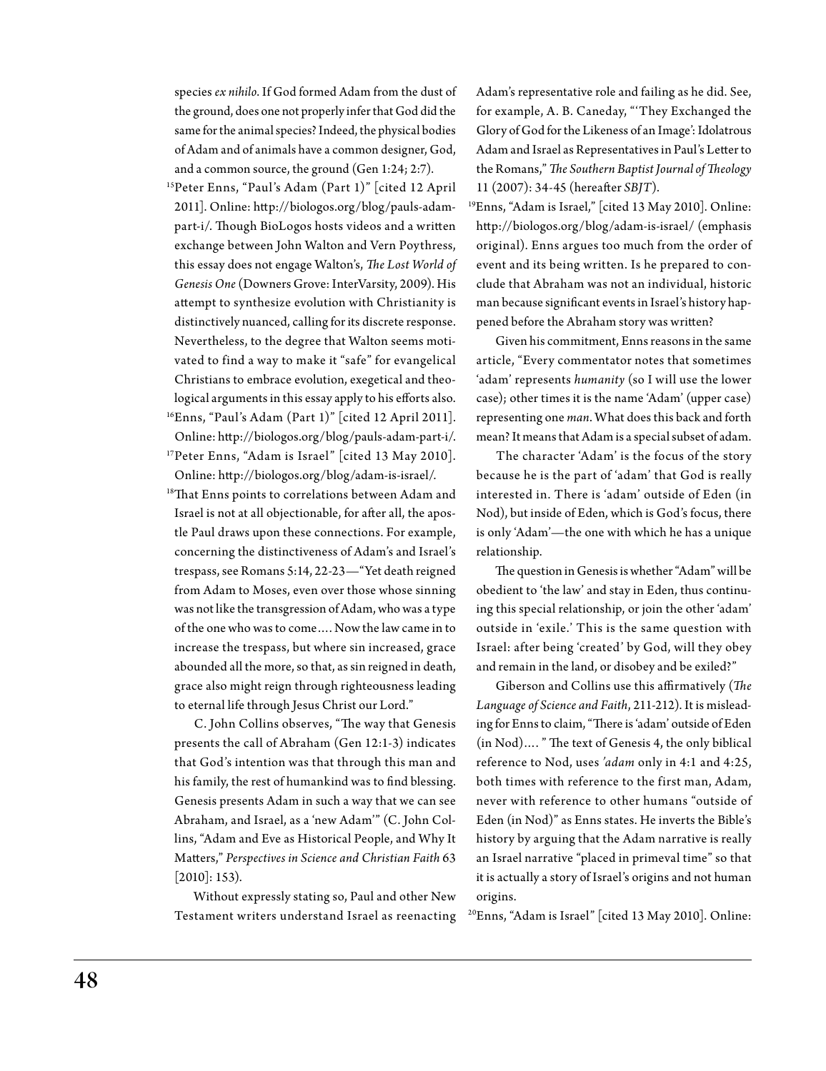species *ex nihilo*. If God formed Adam from the dust of the ground, does one not properly infer that God did the same for the animal species? Indeed, the physical bodies of Adam and of animals have a common designer, God, and a common source, the ground (Gen 1:24; 2:7).

[15]Peter Enns, "Paul's Adam (Part 1)" [cited 12 April 2011]. Online: http://biologos.org/blog/pauls-adam-part-i/. Though BioLogos hosts videos and a written exchange between John Walton and Vern Poythress, this essay does not engage Walton's, *The Lost World of Genesis One* (Downers Grove: InterVarsity, 2009). His attempt to synthesize evolution with Christianity is distinctively nuanced, calling for its discrete response. Nevertheless, to the degree that Walton seems motivated to find a way to make it "safe" for evangelical Christians to embrace evolution, exegetical and theological arguments in this essay apply to his efforts also.

[16]Enns, "Paul's Adam (Part 1)" [cited 12 April 2011]. Online: http://biologos.org/blog/pauls-adam-part-i/.

[17]Peter Enns, "Adam is Israel" [cited 13 May 2010]. Online: http://biologos.org/blog/adam-is-israel/.

[18]That Enns points to correlations between Adam and Israel is not at all objectionable, for after all, the apostle Paul draws upon these connections. For example, concerning the distinctiveness of Adam's and Israel's trespass, see Romans 5:14, 22-23—"Yet death reigned from Adam to Moses, even over those whose sinning was not like the transgression of Adam, who was a type of the one who was to come.... Now the law came in to increase the trespass, but where sin increased, grace abounded all the more, so that, as sin reigned in death, grace also might reign through righteousness leading to eternal life through Jesus Christ our Lord."

C. John Collins observes, "The way that Genesis presents the call of Abraham (Gen 12:1-3) indicates that God's intention was that through this man and his family, the rest of humankind was to find blessing. Genesis presents Adam in such a way that we can see Abraham, and Israel, as a 'new Adam'" (C. John Collins, "Adam and Eve as Historical People, and Why It Matters," *Perspectives in Science and Christian Faith* 63 [2010]: 153).

Without expressly stating so, Paul and other New Testament writers understand Israel as reenacting Adam's representative role and failing as he did. See, for example, A. B. Caneday, "'They Exchanged the Glory of God for the Likeness of an Image': Idolatrous Adam and Israel as Representatives in Paul's Letter to the Romans," *The Southern Baptist Journal of Theology* 11 (2007): 34-45 (hereafter *SBJT*).

[19]Enns, "Adam is Israel," [cited 13 May 2010]. Online: http://biologos.org/blog/adam-is-israel/ (emphasis original). Enns argues too much from the order of event and its being written. Is he prepared to conclude that Abraham was not an individual, historic man because significant events in Israel's history happened before the Abraham story was written?

Given his commitment, Enns reasons in the same article, "Every commentator notes that sometimes 'adam' represents *humanity* (so I will use the lower case); other times it is the name 'Adam' (upper case) representing one *man*. What does this back and forth mean? It means that Adam is a special subset of adam.

The character 'Adam' is the focus of the story because he is the part of 'adam' that God is really interested in. There is 'adam' outside of Eden (in Nod), but inside of Eden, which is God's focus, there is only 'Adam'—the one with which he has a unique relationship.

The question in Genesis is whether "Adam" will be obedient to 'the law' and stay in Eden, thus continuing this special relationship, or join the other 'adam' outside in 'exile.' This is the same question with Israel: after being 'created' by God, will they obey and remain in the land, or disobey and be exiled?"

Giberson and Collins use this affirmatively (*The Language of Science and Faith*, 211-212). It is misleading for Enns to claim, "There is 'adam' outside of Eden (in Nod)...." The text of Genesis 4, the only biblical reference to Nod, uses *'adam* only in 4:1 and 4:25, both times with reference to the first man, Adam, never with reference to other humans "outside of Eden (in Nod)" as Enns states. He inverts the Bible's history by arguing that the Adam narrative is really an Israel narrative "placed in primeval time" so that it is actually a story of Israel's origins and not human origins.

[20]Enns, "Adam is Israel" [cited 13 May 2010]. Online: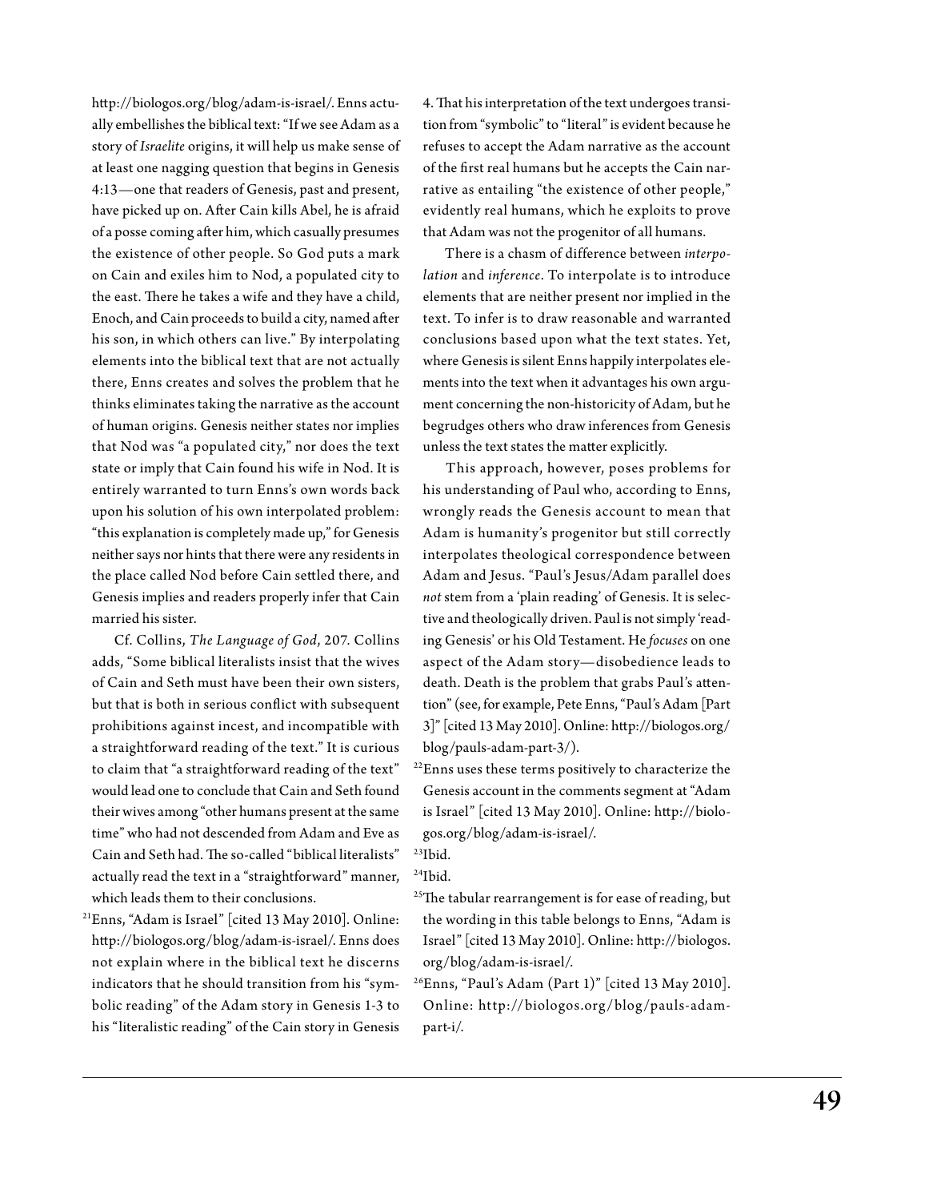http://biologos.org/blog/adam-is-israel/. Enns actually embellishes the biblical text: "If we see Adam as a story of *Israelite* origins, it will help us make sense of at least one nagging question that begins in Genesis 4:13—one that readers of Genesis, past and present, have picked up on. After Cain kills Abel, he is afraid of a posse coming after him, which casually presumes the existence of other people. So God puts a mark on Cain and exiles him to Nod, a populated city to the east. There he takes a wife and they have a child, Enoch, and Cain proceeds to build a city, named after his son, in which others can live." By interpolating elements into the biblical text that are not actually there, Enns creates and solves the problem that he thinks eliminates taking the narrative as the account of human origins. Genesis neither states nor implies that Nod was "a populated city," nor does the text state or imply that Cain found his wife in Nod. It is entirely warranted to turn Enns's own words back upon his solution of his own interpolated problem: "this explanation is completely made up," for Genesis neither says nor hints that there were any residents in the place called Nod before Cain settled there, and Genesis implies and readers properly infer that Cain married his sister.

Cf. Collins, *The Language of God*, 207. Collins adds, "Some biblical literalists insist that the wives of Cain and Seth must have been their own sisters, but that is both in serious conflict with subsequent prohibitions against incest, and incompatible with a straightforward reading of the text." It is curious to claim that "a straightforward reading of the text" would lead one to conclude that Cain and Seth found their wives among "other humans present at the same time" who had not descended from Adam and Eve as Cain and Seth had. The so-called "biblical literalists" actually read the text in a "straightforward" manner, which leads them to their conclusions.

[21]Enns, "Adam is Israel" [cited 13 May 2010]. Online: http://biologos.org/blog/adam-is-israel/. Enns does not explain where in the biblical text he discerns indicators that he should transition from his "symbolic reading" of the Adam story in Genesis 1-3 to his "literalistic reading" of the Cain story in Genesis 4. That his interpretation of the text undergoes transition from "symbolic" to "literal" is evident because he refuses to accept the Adam narrative as the account of the first real humans but he accepts the Cain narrative as entailing "the existence of other people," evidently real humans, which he exploits to prove that Adam was not the progenitor of all humans.

There is a chasm of difference between *interpolation* and *inference*. To interpolate is to introduce elements that are neither present nor implied in the text. To infer is to draw reasonable and warranted conclusions based upon what the text states. Yet, where Genesis is silent Enns happily interpolates elements into the text when it advantages his own argument concerning the non-historicity of Adam, but he begrudges others who draw inferences from Genesis unless the text states the matter explicitly.

This approach, however, poses problems for his understanding of Paul who, according to Enns, wrongly reads the Genesis account to mean that Adam is humanity's progenitor but still correctly interpolates theological correspondence between Adam and Jesus. "Paul's Jesus/Adam parallel does *not* stem from a 'plain reading' of Genesis. It is selective and theologically driven. Paul is not simply 'reading Genesis' or his Old Testament. He *focuses* on one aspect of the Adam story—disobedience leads to death. Death is the problem that grabs Paul's attention" (see, for example, Pete Enns, "Paul's Adam [Part 3]" [cited 13 May 2010]. Online: http://biologos.org/blog/pauls-adam-part-3/).

[22]Enns uses these terms positively to characterize the Genesis account in the comments segment at "Adam is Israel" [cited 13 May 2010]. Online: http://biologos.org/blog/adam-is-israel/.

[23]Ibid.

[24]Ibid.

[25]The tabular rearrangement is for ease of reading, but the wording in this table belongs to Enns, "Adam is Israel" [cited 13 May 2010]. Online: http://biologos.org/blog/adam-is-israel/.

[26]Enns, "Paul's Adam (Part 1)" [cited 13 May 2010]. Online: http://biologos.org/blog/pauls-adam-part-i/.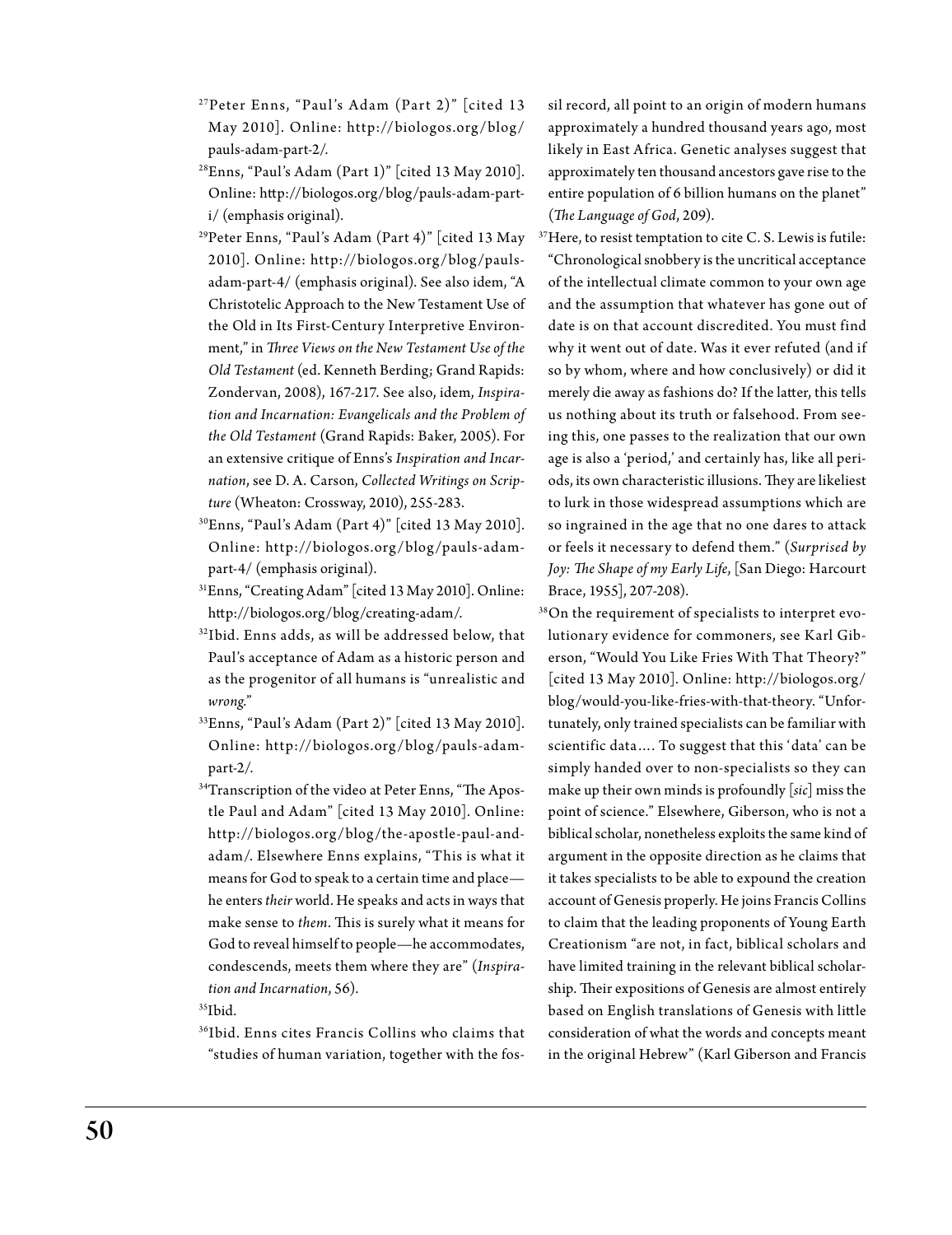[27]Peter Enns, "Paul's Adam (Part 2)" [cited 13 May 2010]. Online: http://biologos.org/blog/pauls-adam-part-2/.

[28]Enns, "Paul's Adam (Part 1)" [cited 13 May 2010]. Online: http://biologos.org/blog/pauls-adam-part-i/ (emphasis original).

[29]Peter Enns, "Paul's Adam (Part 4)" [cited 13 May 2010]. Online: http://biologos.org/blog/pauls-adam-part-4/ (emphasis original). See also idem, "A Christotelic Approach to the New Testament Use of the Old in Its First-Century Interpretive Environment," in *Three Views on the New Testament Use of the Old Testament* (ed. Kenneth Berding; Grand Rapids: Zondervan, 2008), 167-217. See also, idem, *Inspiration and Incarnation: Evangelicals and the Problem of the Old Testament* (Grand Rapids: Baker, 2005). For an extensive critique of Enns's *Inspiration and Incarnation*, see D. A. Carson, *Collected Writings on Scripture* (Wheaton: Crossway, 2010), 255-283.

[30]Enns, "Paul's Adam (Part 4)" [cited 13 May 2010]. Online: http://biologos.org/blog/pauls-adam-part-4/ (emphasis original).

[31]Enns, "Creating Adam" [cited 13 May 2010]. Online: http://biologos.org/blog/creating-adam/.

[32]Ibid. Enns adds, as will be addressed below, that Paul's acceptance of Adam as a historic person and as the progenitor of all humans is "unrealistic and *wrong*."

[33]Enns, "Paul's Adam (Part 2)" [cited 13 May 2010]. Online: http://biologos.org/blog/pauls-adam-part-2/.

[34]Transcription of the video at Peter Enns, "The Apostle Paul and Adam" [cited 13 May 2010]. Online: http://biologos.org/blog/the-apostle-paul-and-adam/. Elsewhere Enns explains, "This is what it means for God to speak to a certain time and place—he enters *their* world. He speaks and acts in ways that make sense to *them*. This is surely what it means for God to reveal himself to people—he accommodates, condescends, meets them where they are" (*Inspiration and Incarnation*, 56).

[35]Ibid.

[36]Ibid. Enns cites Francis Collins who claims that "studies of human variation, together with the fossil record, all point to an origin of modern humans approximately a hundred thousand years ago, most likely in East Africa. Genetic analyses suggest that approximately ten thousand ancestors gave rise to the entire population of 6 billion humans on the planet" (*The Language of God*, 209).

[37]Here, to resist temptation to cite C. S. Lewis is futile: "Chronological snobbery is the uncritical acceptance of the intellectual climate common to your own age and the assumption that whatever has gone out of date is on that account discredited. You must find why it went out of date. Was it ever refuted (and if so by whom, where and how conclusively) or did it merely die away as fashions do? If the latter, this tells us nothing about its truth or falsehood. From seeing this, one passes to the realization that our own age is also a 'period,' and certainly has, like all periods, its own characteristic illusions. They are likeliest to lurk in those widespread assumptions which are so ingrained in the age that no one dares to attack or feels it necessary to defend them." (*Surprised by Joy: The Shape of my Early Life*, [San Diego: Harcourt Brace, 1955], 207-208).

[38]On the requirement of specialists to interpret evolutionary evidence for commoners, see Karl Giberson, "Would You Like Fries With That Theory?" [cited 13 May 2010]. Online: http://biologos.org/blog/would-you-like-fries-with-that-theory. "Unfortunately, only trained specialists can be familiar with scientific data.... To suggest that this 'data' can be simply handed over to non-specialists so they can make up their own minds is profoundly [*sic*] miss the point of science." Elsewhere, Giberson, who is not a biblical scholar, nonetheless exploits the same kind of argument in the opposite direction as he claims that it takes specialists to be able to expound the creation account of Genesis properly. He joins Francis Collins to claim that the leading proponents of Young Earth Creationism "are not, in fact, biblical scholars and have limited training in the relevant biblical scholarship. Their expositions of Genesis are almost entirely based on English translations of Genesis with little consideration of what the words and concepts meant in the original Hebrew" (Karl Giberson and Francis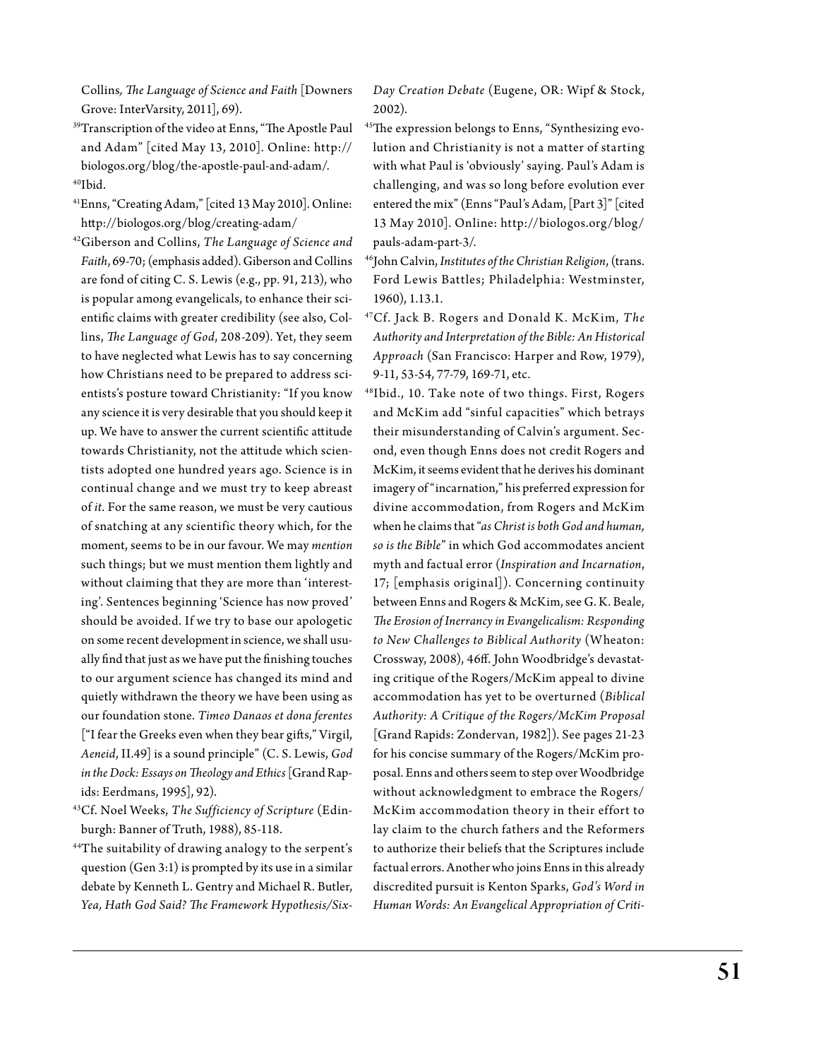Collins, *The Language of Science and Faith* [Downers Grove: InterVarsity, 2011], 69).

[39]Transcription of the video at Enns, "The Apostle Paul and Adam" [cited May 13, 2010]. Online: http://biologos.org/blog/the-apostle-paul-and-adam/.

[40]Ibid.

[41]Enns, "Creating Adam," [cited 13 May 2010]. Online: http://biologos.org/blog/creating-adam/

[42]Giberson and Collins, *The Language of Science and Faith*, 69-70; (emphasis added). Giberson and Collins are fond of citing C. S. Lewis (e.g., pp. 91, 213), who is popular among evangelicals, to enhance their scientific claims with greater credibility (see also, Collins, *The Language of God*, 208-209). Yet, they seem to have neglected what Lewis has to say concerning how Christians need to be prepared to address scientists's posture toward Christianity: "If you know any science it is very desirable that you should keep it up. We have to answer the current scientific attitude towards Christianity, not the attitude which scientists adopted one hundred years ago. Science is in continual change and we must try to keep abreast of *it*. For the same reason, we must be very cautious of snatching at any scientific theory which, for the moment, seems to be in our favour. We may *mention* such things; but we must mention them lightly and without claiming that they are more than 'interesting'. Sentences beginning 'Science has now proved' should be avoided. If we try to base our apologetic on some recent development in science, we shall usually find that just as we have put the finishing touches to our argument science has changed its mind and quietly withdrawn the theory we have been using as our foundation stone. *Timeo Danaos et dona ferentes* ["I fear the Greeks even when they bear gifts," Virgil, *Aeneid*, II.49] is a sound principle" (C. S. Lewis, *God in the Dock: Essays on Theology and Ethics* [Grand Rapids: Eerdmans, 1995], 92).

[43]Cf. Noel Weeks, *The Sufficiency of Scripture* (Edinburgh: Banner of Truth, 1988), 85-118.

[44]The suitability of drawing analogy to the serpent's question (Gen 3:1) is prompted by its use in a similar debate by Kenneth L. Gentry and Michael R. Butler, *Yea, Hath God Said? The Framework Hypothesis/Six-Day Creation Debate* (Eugene, OR: Wipf & Stock, 2002).

[45]The expression belongs to Enns, "Synthesizing evolution and Christianity is not a matter of starting with what Paul is 'obviously' saying. Paul's Adam is challenging, and was so long before evolution ever entered the mix" (Enns "Paul's Adam, [Part 3]" [cited 13 May 2010]. Online: http://biologos.org/blog/pauls-adam-part-3/.

[46]John Calvin, *Institutes of the Christian Religion*, (trans. Ford Lewis Battles; Philadelphia: Westminster, 1960), 1.13.1.

[47]Cf. Jack B. Rogers and Donald K. McKim, *The Authority and Interpretation of the Bible: An Historical Approach* (San Francisco: Harper and Row, 1979), 9-11, 53-54, 77-79, 169-71, etc.

[48]Ibid., 10. Take note of two things. First, Rogers and McKim add "sinful capacities" which betrays their misunderstanding of Calvin's argument. Second, even though Enns does not credit Rogers and McKim, it seems evident that he derives his dominant imagery of "incarnation," his preferred expression for divine accommodation, from Rogers and McKim when he claims that "*as Christ is both God and human, so is the Bible*" in which God accommodates ancient myth and factual error (*Inspiration and Incarnation*, 17; [emphasis original]). Concerning continuity between Enns and Rogers & McKim, see G. K. Beale, *The Erosion of Inerrancy in Evangelicalism: Responding to New Challenges to Biblical Authority* (Wheaton: Crossway, 2008), 46ff. John Woodbridge's devastating critique of the Rogers/McKim appeal to divine accommodation has yet to be overturned (*Biblical Authority: A Critique of the Rogers/McKim Proposal* [Grand Rapids: Zondervan, 1982]). See pages 21-23 for his concise summary of the Rogers/McKim proposal. Enns and others seem to step over Woodbridge without acknowledgment to embrace the Rogers/McKim accommodation theory in their effort to lay claim to the church fathers and the Reformers to authorize their beliefs that the Scriptures include factual errors. Another who joins Enns in this already discredited pursuit is Kenton Sparks, *God's Word in Human Words: An Evangelical Appropriation of Criti-*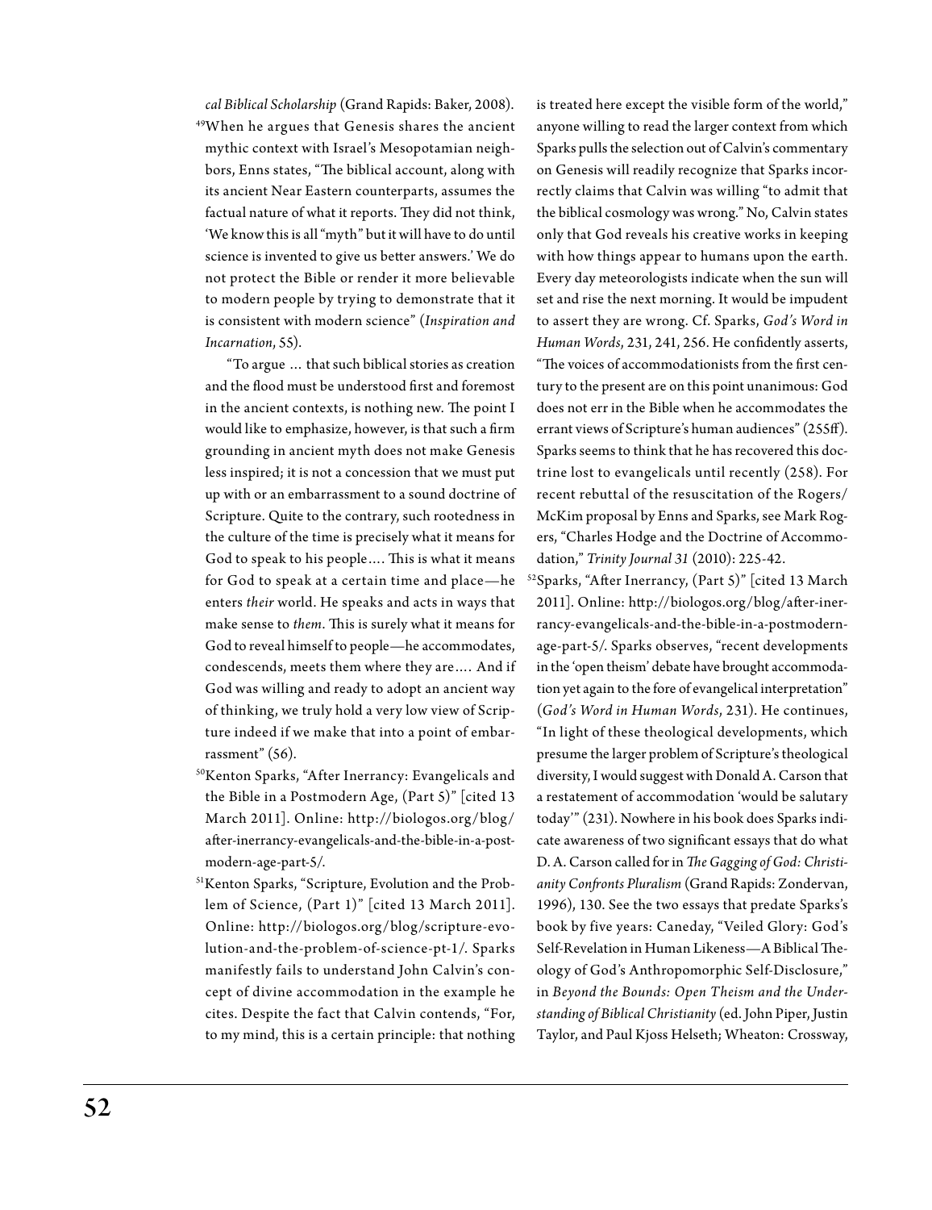*cal Biblical Scholarship* (Grand Rapids: Baker, 2008).

[49]When he argues that Genesis shares the ancient mythic context with Israel's Mesopotamian neighbors, Enns states, "The biblical account, along with its ancient Near Eastern counterparts, assumes the factual nature of what it reports. They did not think, 'We know this is all "myth" but it will have to do until science is invented to give us better answers.' We do not protect the Bible or render it more believable to modern people by trying to demonstrate that it is consistent with modern science" (*Inspiration and Incarnation*, 55).

"To argue … that such biblical stories as creation and the flood must be understood first and foremost in the ancient contexts, is nothing new. The point I would like to emphasize, however, is that such a firm grounding in ancient myth does not make Genesis less inspired; it is not a concession that we must put up with or an embarrassment to a sound doctrine of Scripture. Quite to the contrary, such rootedness in the culture of the time is precisely what it means for God to speak to his people…. This is what it means for God to speak at a certain time and place—he enters *their* world. He speaks and acts in ways that make sense to *them*. This is surely what it means for God to reveal himself to people—he accommodates, condescends, meets them where they are…. And if God was willing and ready to adopt an ancient way of thinking, we truly hold a very low view of Scripture indeed if we make that into a point of embarrassment" (56).

[50]Kenton Sparks, "After Inerrancy: Evangelicals and the Bible in a Postmodern Age, (Part 5)" [cited 13 March 2011]. Online: http://biologos.org/blog/after-inerrancy-evangelicals-and-the-bible-in-a-postmodern-age-part-5/.

[51]Kenton Sparks, "Scripture, Evolution and the Problem of Science, (Part 1)" [cited 13 March 2011]. Online: http://biologos.org/blog/scripture-evolution-and-the-problem-of-science-pt-1/. Sparks manifestly fails to understand John Calvin's concept of divine accommodation in the example he cites. Despite the fact that Calvin contends, "For, to my mind, this is a certain principle: that nothing is treated here except the visible form of the world," anyone willing to read the larger context from which Sparks pulls the selection out of Calvin's commentary on Genesis will readily recognize that Sparks incorrectly claims that Calvin was willing "to admit that the biblical cosmology was wrong." No, Calvin states only that God reveals his creative works in keeping with how things appear to humans upon the earth. Every day meteorologists indicate when the sun will set and rise the next morning. It would be impudent to assert they are wrong. Cf. Sparks, *God's Word in Human Words*, 231, 241, 256. He confidently asserts, "The voices of accommodationists from the first century to the present are on this point unanimous: God does not err in the Bible when he accommodates the errant views of Scripture's human audiences" (255ff). Sparks seems to think that he has recovered this doctrine lost to evangelicals until recently (258). For recent rebuttal of the resuscitation of the Rogers/McKim proposal by Enns and Sparks, see Mark Rogers, "Charles Hodge and the Doctrine of Accommodation," *Trinity Journal 31* (2010): 225-42.

[52]Sparks, "After Inerrancy, (Part 5)" [cited 13 March 2011]. Online: http://biologos.org/blog/after-inerrancy-evangelicals-and-the-bible-in-a-postmodern-age-part-5/. Sparks observes, "recent developments in the 'open theism' debate have brought accommodation yet again to the fore of evangelical interpretation" (*God's Word in Human Words*, 231). He continues, "In light of these theological developments, which presume the larger problem of Scripture's theological diversity, I would suggest with Donald A. Carson that a restatement of accommodation 'would be salutary today'" (231). Nowhere in his book does Sparks indicate awareness of two significant essays that do what D. A. Carson called for in *The Gagging of God: Christianity Confronts Pluralism* (Grand Rapids: Zondervan, 1996), 130. See the two essays that predate Sparks's book by five years: Caneday, "Veiled Glory: God's Self-Revelation in Human Likeness—A Biblical Theology of God's Anthropomorphic Self-Disclosure," in *Beyond the Bounds: Open Theism and the Understanding of Biblical Christianity* (ed. John Piper, Justin Taylor, and Paul Kjoss Helseth; Wheaton: Crossway,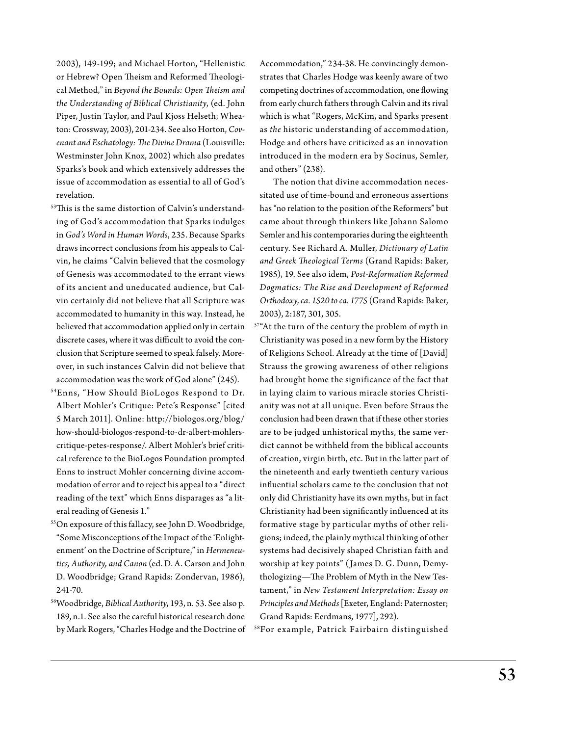2003), 149-199; and Michael Horton, "Hellenistic or Hebrew? Open Theism and Reformed Theological Method," in *Beyond the Bounds: Open Theism and the Understanding of Biblical Christianity*, (ed. John Piper, Justin Taylor, and Paul Kjoss Helseth; Wheaton: Crossway, 2003), 201-234. See also Horton, *Covenant and Eschatology: The Divine Drama* (Louisville: Westminster John Knox, 2002) which also predates Sparks's book and which extensively addresses the issue of accommodation as essential to all of God's revelation.

[53]This is the same distortion of Calvin's understanding of God's accommodation that Sparks indulges in *God's Word in Human Words*, 235. Because Sparks draws incorrect conclusions from his appeals to Calvin, he claims "Calvin believed that the cosmology of Genesis was accommodated to the errant views of its ancient and uneducated audience, but Calvin certainly did not believe that all Scripture was accommodated to humanity in this way. Instead, he believed that accommodation applied only in certain discrete cases, where it was difficult to avoid the conclusion that Scripture seemed to speak falsely. Moreover, in such instances Calvin did not believe that accommodation was the work of God alone" (245).

[54]Enns, "How Should BioLogos Respond to Dr. Albert Mohler's Critique: Pete's Response" [cited 5 March 2011]. Online: http://biologos.org/blog/how-should-biologos-respond-to-dr-albert-mohlers-critique-petes-response/. Albert Mohler's brief critical reference to the BioLogos Foundation prompted Enns to instruct Mohler concerning divine accommodation of error and to reject his appeal to a "direct reading of the text" which Enns disparages as "a literal reading of Genesis 1."

[55]On exposure of this fallacy, see John D. Woodbridge, "Some Misconceptions of the Impact of the 'Enlightenment' on the Doctrine of Scripture," in *Hermeneutics, Authority, and Canon* (ed. D. A. Carson and John D. Woodbridge; Grand Rapids: Zondervan, 1986), 241-70.

[56]Woodbridge, *Biblical Authority*, 193, n. 53. See also p. 189, n.1. See also the careful historical research done by Mark Rogers, "Charles Hodge and the Doctrine of Accommodation," 234-38. He convincingly demonstrates that Charles Hodge was keenly aware of two competing doctrines of accommodation, one flowing from early church fathers through Calvin and its rival which is what "Rogers, McKim, and Sparks present as *the* historic understanding of accommodation, Hodge and others have criticized as an innovation introduced in the modern era by Socinus, Semler, and others" (238).

The notion that divine accommodation necessitated use of time-bound and erroneous assertions has "no relation to the position of the Reformers" but came about through thinkers like Johann Salomo Semler and his contemporaries during the eighteenth century. See Richard A. Muller, *Dictionary of Latin and Greek Theological Terms* (Grand Rapids: Baker, 1985), 19. See also idem, *Post-Reformation Reformed Dogmatics: The Rise and Development of Reformed Orthodoxy, ca. 1520 to ca. 1775* (Grand Rapids: Baker, 2003), 2:187, 301, 305.

[57]"At the turn of the century the problem of myth in Christianity was posed in a new form by the History of Religions School. Already at the time of [David] Strauss the growing awareness of other religions had brought home the significance of the fact that in laying claim to various miracle stories Christianity was not at all unique. Even before Straus the conclusion had been drawn that if these other stories are to be judged unhistorical myths, the same verdict cannot be withheld from the biblical accounts of creation, virgin birth, etc. But in the latter part of the nineteenth and early twentieth century various influential scholars came to the conclusion that not only did Christianity have its own myths, but in fact Christianity had been significantly influenced at its formative stage by particular myths of other religions; indeed, the plainly mythical thinking of other systems had decisively shaped Christian faith and worship at key points" (James D. G. Dunn, Demythologizing—The Problem of Myth in the New Testament," in *New Testament Interpretation: Essay on Principles and Methods* [Exeter, England: Paternoster; Grand Rapids: Eerdmans, 1977], 292).

[58]For example, Patrick Fairbairn distinguished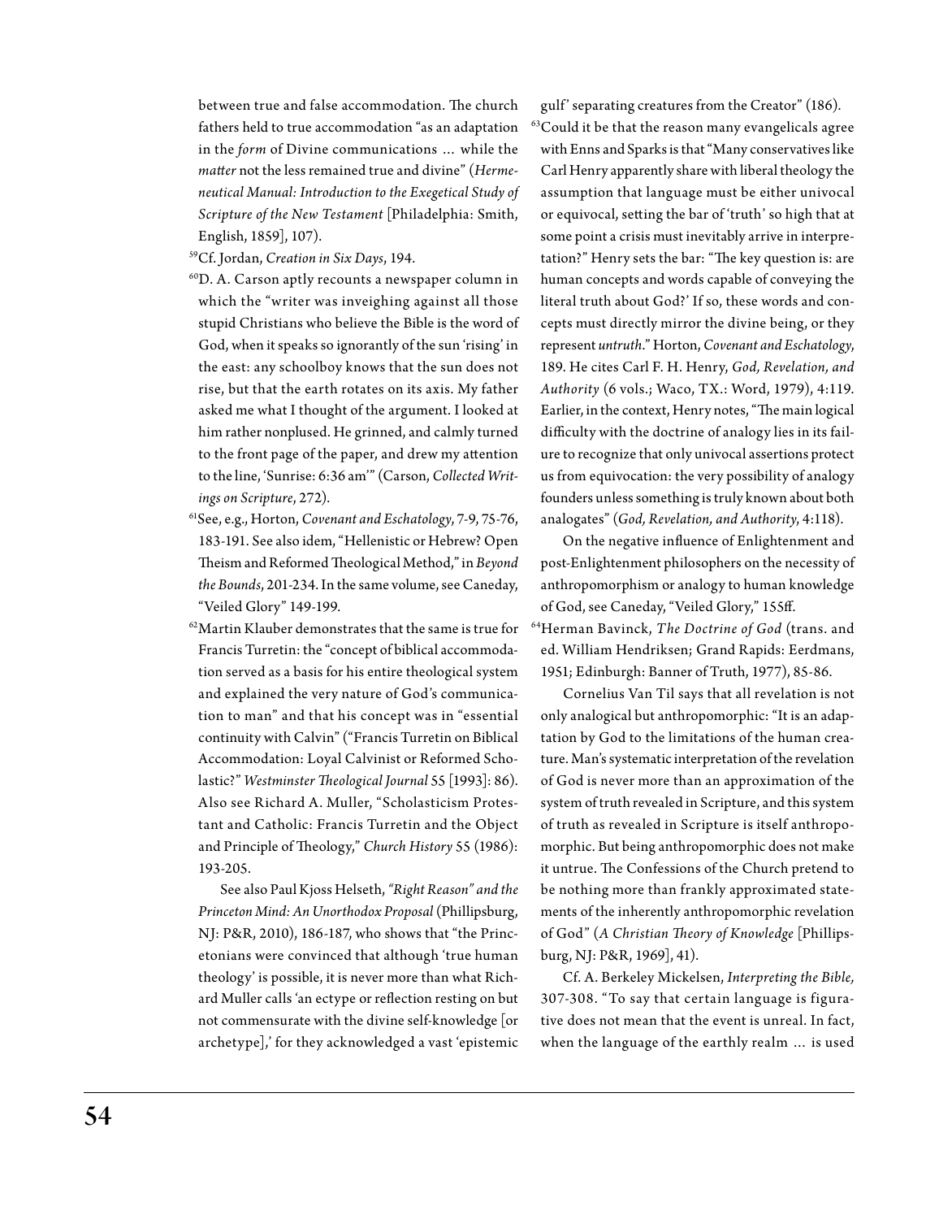between true and false accommodation. The church fathers held to true accommodation "as an adaptation in the *form* of Divine communications … while the *matter* not the less remained true and divine" (*Hermeneutical Manual: Introduction to the Exegetical Study of Scripture of the New Testament* [Philadelphia: Smith, English, 1859], 107).

[59]Cf. Jordan, *Creation in Six Days*, 194.

[60]D. A. Carson aptly recounts a newspaper column in which the "writer was inveighing against all those stupid Christians who believe the Bible is the word of God, when it speaks so ignorantly of the sun 'rising' in the east: any schoolboy knows that the sun does not rise, but that the earth rotates on its axis. My father asked me what I thought of the argument. I looked at him rather nonplused. He grinned, and calmly turned to the front page of the paper, and drew my attention to the line, 'Sunrise: 6:36 am'" (Carson, *Collected Writings on Scripture*, 272).

[61]See, e.g., Horton, *Covenant and Eschatology*, 7-9, 75-76, 183-191. See also idem, "Hellenistic or Hebrew? Open Theism and Reformed Theological Method," in *Beyond the Bounds*, 201-234. In the same volume, see Caneday, "Veiled Glory" 149-199.

[62]Martin Klauber demonstrates that the same is true for Francis Turretin: the "concept of biblical accommodation served as a basis for his entire theological system and explained the very nature of God's communication to man" and that his concept was in "essential continuity with Calvin" ("Francis Turretin on Biblical Accommodation: Loyal Calvinist or Reformed Scholastic?" *Westminster Theological Journal* 55 [1993]: 86). Also see Richard A. Muller, "Scholasticism Protestant and Catholic: Francis Turretin and the Object and Principle of Theology," *Church History* 55 (1986): 193-205.

See also Paul Kjoss Helseth, *"Right Reason" and the Princeton Mind: An Unorthodox Proposal* (Phillipsburg, NJ: P&R, 2010), 186-187, who shows that "the Princetonians were convinced that although 'true human theology' is possible, it is never more than what Richard Muller calls 'an ectype or reflection resting on but not commensurate with the divine self-knowledge [or archetype],' for they acknowledged a vast 'epistemic gulf' separating creatures from the Creator" (186).

[63]Could it be that the reason many evangelicals agree with Enns and Sparks is that "Many conservatives like Carl Henry apparently share with liberal theology the assumption that language must be either univocal or equivocal, setting the bar of 'truth' so high that at some point a crisis must inevitably arrive in interpretation?" Henry sets the bar: "The key question is: are human concepts and words capable of conveying the literal truth about God?' If so, these words and concepts must directly mirror the divine being, or they represent *untruth*." Horton, *Covenant and Eschatology*, 189. He cites Carl F. H. Henry, *God, Revelation, and Authority* (6 vols.; Waco, TX.: Word, 1979), 4:119. Earlier, in the context, Henry notes, "The main logical difficulty with the doctrine of analogy lies in its failure to recognize that only univocal assertions protect us from equivocation: the very possibility of analogy founders unless something is truly known about both analogates" (*God, Revelation, and Authority*, 4:118).

On the negative influence of Enlightenment and post-Enlightenment philosophers on the necessity of anthropomorphism or analogy to human knowledge of God, see Caneday, "Veiled Glory," 155ff.

[64]Herman Bavinck, *The Doctrine of God* (trans. and ed. William Hendriksen; Grand Rapids: Eerdmans, 1951; Edinburgh: Banner of Truth, 1977), 85-86.

Cornelius Van Til says that all revelation is not only analogical but anthropomorphic: "It is an adaptation by God to the limitations of the human creature. Man's systematic interpretation of the revelation of God is never more than an approximation of the system of truth as revealed in Scripture, and this system of truth as revealed in Scripture is itself anthropomorphic. But being anthropomorphic does not make it untrue. The Confessions of the Church pretend to be nothing more than frankly approximated statements of the inherently anthropomorphic revelation of God" (*A Christian Theory of Knowledge* [Phillipsburg, NJ: P&R, 1969], 41).

Cf. A. Berkeley Mickelsen, *Interpreting the Bible,* 307-308. "To say that certain language is figurative does not mean that the event is unreal. In fact, when the language of the earthly realm … is used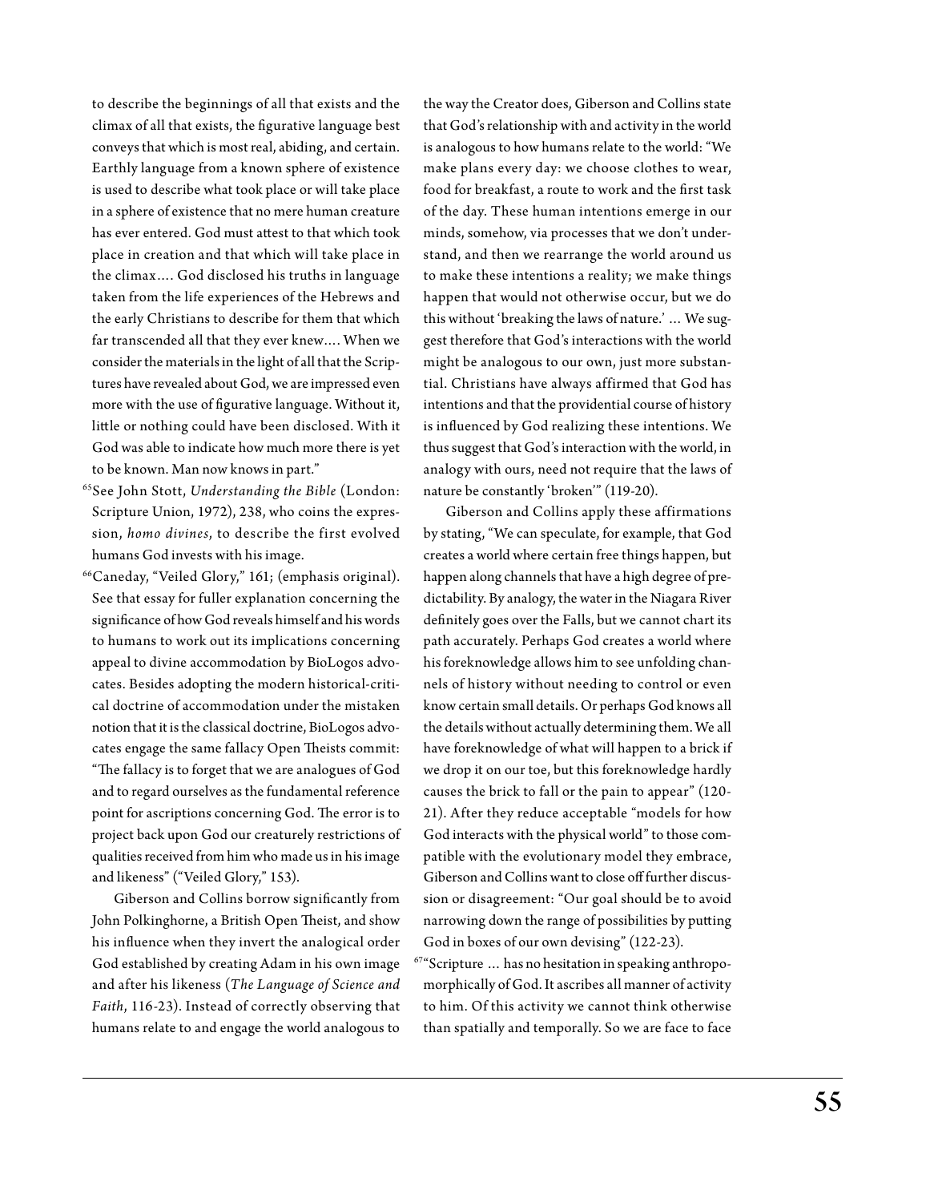to describe the beginnings of all that exists and the climax of all that exists, the figurative language best conveys that which is most real, abiding, and certain. Earthly language from a known sphere of existence is used to describe what took place or will take place in a sphere of existence that no mere human creature has ever entered. God must attest to that which took place in creation and that which will take place in the climax.... God disclosed his truths in language taken from the life experiences of the Hebrews and the early Christians to describe for them that which far transcended all that they ever knew.... When we consider the materials in the light of all that the Scriptures have revealed about God, we are impressed even more with the use of figurative language. Without it, little or nothing could have been disclosed. With it God was able to indicate how much more there is yet to be known. Man now knows in part."

[65]See John Stott, *Understanding the Bible* (London: Scripture Union, 1972), 238, who coins the expression, *homo divines*, to describe the first evolved humans God invests with his image.

[66]Caneday, "Veiled Glory," 161; (emphasis original). See that essay for fuller explanation concerning the significance of how God reveals himself and his words to humans to work out its implications concerning appeal to divine accommodation by BioLogos advocates. Besides adopting the modern historical-critical doctrine of accommodation under the mistaken notion that it is the classical doctrine, BioLogos advocates engage the same fallacy Open Theists commit: "The fallacy is to forget that we are analogues of God and to regard ourselves as the fundamental reference point for ascriptions concerning God. The error is to project back upon God our creaturely restrictions of qualities received from him who made us in his image and likeness" ("Veiled Glory," 153).

Giberson and Collins borrow significantly from John Polkinghorne, a British Open Theist, and show his influence when they invert the analogical order God established by creating Adam in his own image and after his likeness (*The Language of Science and Faith*, 116-23). Instead of correctly observing that humans relate to and engage the world analogous to the way the Creator does, Giberson and Collins state that God's relationship with and activity in the world is analogous to how humans relate to the world: "We make plans every day: we choose clothes to wear, food for breakfast, a route to work and the first task of the day. These human intentions emerge in our minds, somehow, via processes that we don't understand, and then we rearrange the world around us to make these intentions a reality; we make things happen that would not otherwise occur, but we do this without 'breaking the laws of nature.' ... We suggest therefore that God's interactions with the world might be analogous to our own, just more substantial. Christians have always affirmed that God has intentions and that the providential course of history is influenced by God realizing these intentions. We thus suggest that God's interaction with the world, in analogy with ours, need not require that the laws of nature be constantly 'broken'" (119-20).

Giberson and Collins apply these affirmations by stating, "We can speculate, for example, that God creates a world where certain free things happen, but happen along channels that have a high degree of predictability. By analogy, the water in the Niagara River definitely goes over the Falls, but we cannot chart its path accurately. Perhaps God creates a world where his foreknowledge allows him to see unfolding channels of history without needing to control or even know certain small details. Or perhaps God knows all the details without actually determining them. We all have foreknowledge of what will happen to a brick if we drop it on our toe, but this foreknowledge hardly causes the brick to fall or the pain to appear" (120-21). After they reduce acceptable "models for how God interacts with the physical world" to those compatible with the evolutionary model they embrace, Giberson and Collins want to close off further discussion or disagreement: "Our goal should be to avoid narrowing down the range of possibilities by putting God in boxes of our own devising" (122-23).

[67]"Scripture ... has no hesitation in speaking anthropomorphically of God. It ascribes all manner of activity to him. Of this activity we cannot think otherwise than spatially and temporally. So we are face to face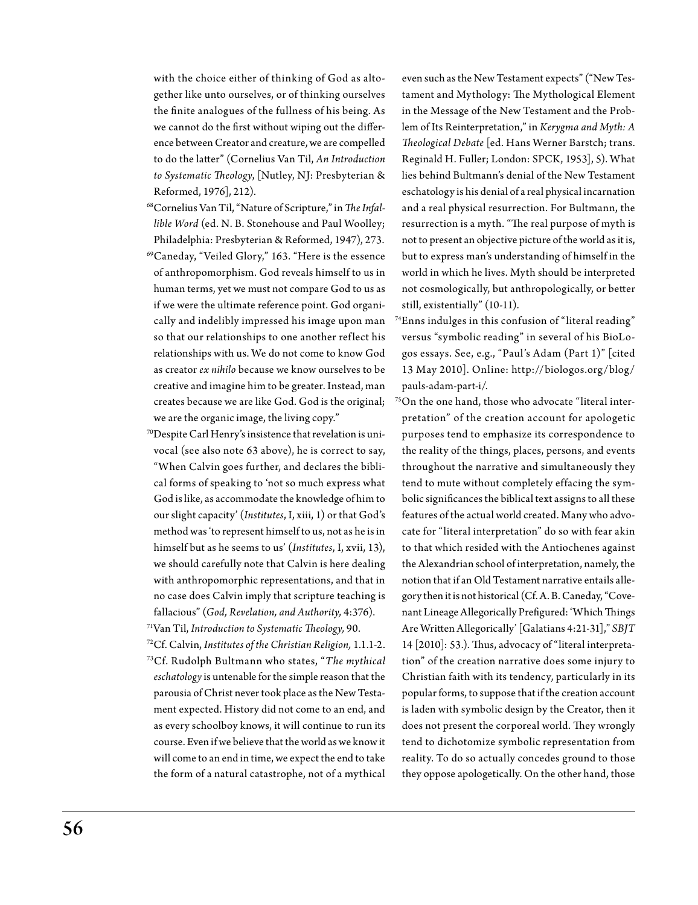with the choice either of thinking of God as altogether like unto ourselves, or of thinking ourselves the finite analogues of the fullness of his being. As we cannot do the first without wiping out the difference between Creator and creature, we are compelled to do the latter" (Cornelius Van Til, *An Introduction to Systematic Theology*, [Nutley, NJ: Presbyterian & Reformed, 1976], 212).

[68]Cornelius Van Til, "Nature of Scripture," in *The Infallible Word* (ed. N. B. Stonehouse and Paul Woolley; Philadelphia: Presbyterian & Reformed, 1947), 273.

[69]Caneday, "Veiled Glory," 163. "Here is the essence of anthropomorphism. God reveals himself to us in human terms, yet we must not compare God to us as if we were the ultimate reference point. God organically and indelibly impressed his image upon man so that our relationships to one another reflect his relationships with us. We do not come to know God as creator *ex nihilo* because we know ourselves to be creative and imagine him to be greater. Instead, man creates because we are like God. God is the original; we are the organic image, the living copy."

[70]Despite Carl Henry's insistence that revelation is univocal (see also note 63 above), he is correct to say, "When Calvin goes further, and declares the biblical forms of speaking to 'not so much express what God is like, as accommodate the knowledge of him to our slight capacity' (*Institutes*, I, xiii, 1) or that God's method was 'to represent himself to us, not as he is in himself but as he seems to us' (*Institutes*, I, xvii, 13), we should carefully note that Calvin is here dealing with anthropomorphic representations, and that in no case does Calvin imply that scripture teaching is fallacious" (*God, Revelation, and Authority*, 4:376).

[71]Van Til, *Introduction to Systematic Theology*, 90.

[72]Cf. Calvin, *Institutes of the Christian Religion*, 1.1.1-2.

[73]Cf. Rudolph Bultmann who states, "*The mythical eschatology* is untenable for the simple reason that the parousia of Christ never took place as the New Testament expected. History did not come to an end, and as every schoolboy knows, it will continue to run its course. Even if we believe that the world as we know it will come to an end in time, we expect the end to take the form of a natural catastrophe, not of a mythical even such as the New Testament expects" ("New Testament and Mythology: The Mythological Element in the Message of the New Testament and the Problem of Its Reinterpretation," in *Kerygma and Myth: A Theological Debate* [ed. Hans Werner Barstch; trans. Reginald H. Fuller; London: SPCK, 1953], 5). What lies behind Bultmann's denial of the New Testament eschatology is his denial of a real physical incarnation and a real physical resurrection. For Bultmann, the resurrection is a myth. "The real purpose of myth is not to present an objective picture of the world as it is, but to express man's understanding of himself in the world in which he lives. Myth should be interpreted not cosmologically, but anthropologically, or better still, existentially" (10-11).

[74]Enns indulges in this confusion of "literal reading" versus "symbolic reading" in several of his BioLogos essays. See, e.g., "Paul's Adam (Part 1)" [cited 13 May 2010]. Online: http://biologos.org/blog/pauls-adam-part-i/.

[75]On the one hand, those who advocate "literal interpretation" of the creation account for apologetic purposes tend to emphasize its correspondence to the reality of the things, places, persons, and events throughout the narrative and simultaneously they tend to mute without completely effacing the symbolic significances the biblical text assigns to all these features of the actual world created. Many who advocate for "literal interpretation" do so with fear akin to that which resided with the Antiochenes against the Alexandrian school of interpretation, namely, the notion that if an Old Testament narrative entails allegory then it is not historical (Cf. A. B. Caneday, "Covenant Lineage Allegorically Prefigured: 'Which Things Are Written Allegorically' [Galatians 4:21-31]," *SBJT* 14 [2010]: 53.). Thus, advocacy of "literal interpretation" of the creation narrative does some injury to Christian faith with its tendency, particularly in its popular forms, to suppose that if the creation account is laden with symbolic design by the Creator, then it does not present the corporeal world. They wrongly tend to dichotomize symbolic representation from reality. To do so actually concedes ground to those they oppose apologetically. On the other hand, those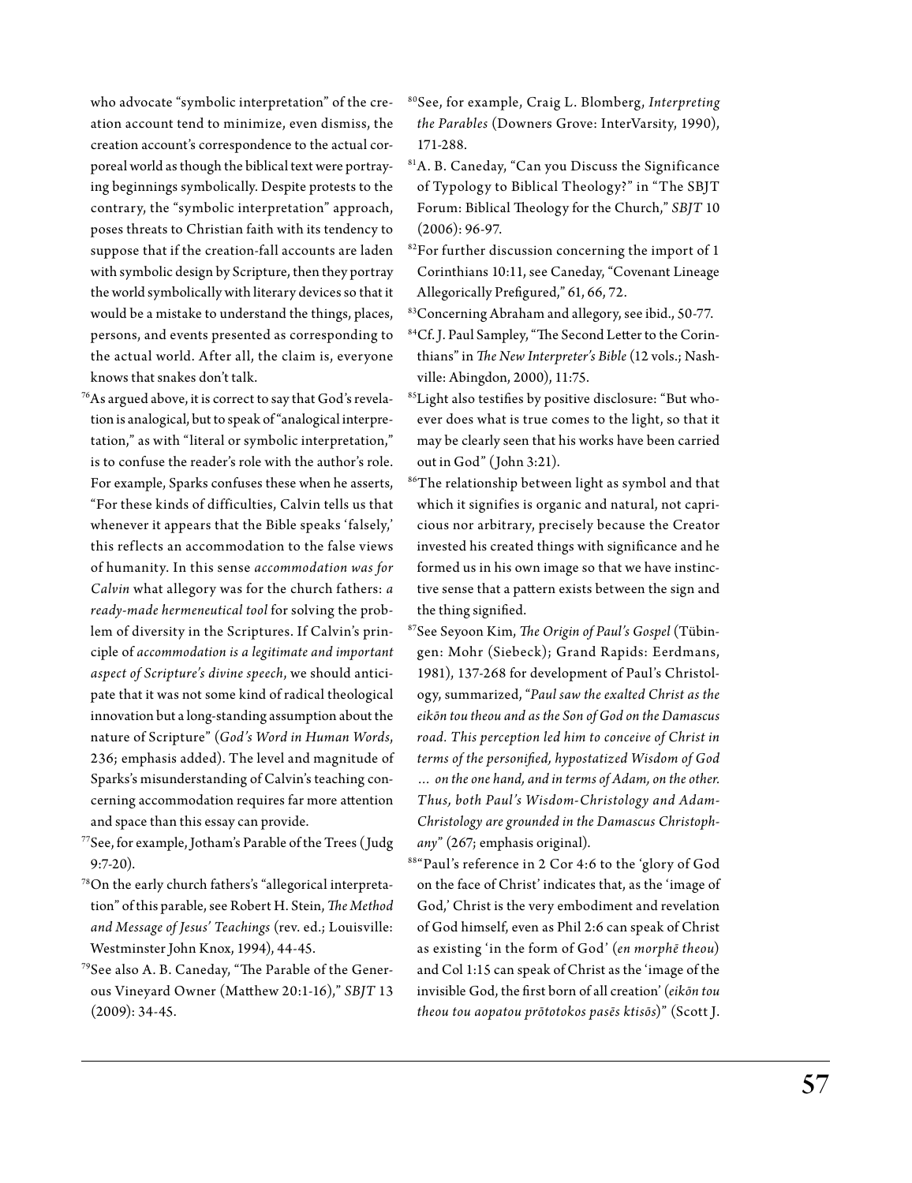who advocate "symbolic interpretation" of the creation account tend to minimize, even dismiss, the creation account's correspondence to the actual corporeal world as though the biblical text were portraying beginnings symbolically. Despite protests to the contrary, the "symbolic interpretation" approach, poses threats to Christian faith with its tendency to suppose that if the creation-fall accounts are laden with symbolic design by Scripture, then they portray the world symbolically with literary devices so that it would be a mistake to understand the things, places, persons, and events presented as corresponding to the actual world. After all, the claim is, everyone knows that snakes don't talk.

[76]As argued above, it is correct to say that God's revelation is analogical, but to speak of "analogical interpretation," as with "literal or symbolic interpretation," is to confuse the reader's role with the author's role. For example, Sparks confuses these when he asserts, "For these kinds of difficulties, Calvin tells us that whenever it appears that the Bible speaks 'falsely,' this reflects an accommodation to the false views of humanity. In this sense *accommodation was for Calvin* what allegory was for the church fathers: *a ready-made hermeneutical tool* for solving the problem of diversity in the Scriptures. If Calvin's principle of *accommodation is a legitimate and important aspect of Scripture's divine speech*, we should anticipate that it was not some kind of radical theological innovation but a long-standing assumption about the nature of Scripture" (*God's Word in Human Words*, 236; emphasis added). The level and magnitude of Sparks's misunderstanding of Calvin's teaching concerning accommodation requires far more attention and space than this essay can provide.

[77]See, for example, Jotham's Parable of the Trees (Judg 9:7-20).

[78]On the early church fathers's "allegorical interpretation" of this parable, see Robert H. Stein, *The Method and Message of Jesus' Teachings* (rev. ed.; Louisville: Westminster John Knox, 1994), 44-45.

[79]See also A. B. Caneday, "The Parable of the Generous Vineyard Owner (Matthew 20:1-16)," *SBJT* 13 (2009): 34-45.

[80]See, for example, Craig L. Blomberg, *Interpreting the Parables* (Downers Grove: InterVarsity, 1990), 171-288.

[81]A. B. Caneday, "Can you Discuss the Significance of Typology to Biblical Theology?" in "The SBJT Forum: Biblical Theology for the Church," *SBJT* 10 (2006): 96-97.

[82]For further discussion concerning the import of 1 Corinthians 10:11, see Caneday, "Covenant Lineage Allegorically Prefigured," 61, 66, 72.

[83]Concerning Abraham and allegory, see ibid., 50-77.

[84]Cf. J. Paul Sampley, "The Second Letter to the Corinthians" in *The New Interpreter's Bible* (12 vols.; Nashville: Abingdon, 2000), 11:75.

[85]Light also testifies by positive disclosure: "But whoever does what is true comes to the light, so that it may be clearly seen that his works have been carried out in God" (John 3:21).

[86]The relationship between light as symbol and that which it signifies is organic and natural, not capricious nor arbitrary, precisely because the Creator invested his created things with significance and he formed us in his own image so that we have instinctive sense that a pattern exists between the sign and the thing signified.

[87]See Seyoon Kim, *The Origin of Paul's Gospel* (Tübingen: Mohr (Siebeck); Grand Rapids: Eerdmans, 1981), 137-268 for development of Paul's Christology, summarized, "*Paul saw the exalted Christ as the eikōn tou theou and as the Son of God on the Damascus road. This perception led him to conceive of Christ in terms of the personified, hypostatized Wisdom of God … on the one hand, and in terms of Adam, on the other. Thus, both Paul's Wisdom-Christology and Adam-Christology are grounded in the Damascus Christophany*" (267; emphasis original).

[88]"Paul's reference in 2 Cor 4:6 to the 'glory of God on the face of Christ' indicates that, as the 'image of God,' Christ is the very embodiment and revelation of God himself, even as Phil 2:6 can speak of Christ as existing 'in the form of God' (*en morphē theou*) and Col 1:15 can speak of Christ as the 'image of the invisible God, the first born of all creation' (*eikōn tou theou tou aopatou prōtotokos pasēs ktisōs*)" (Scott J.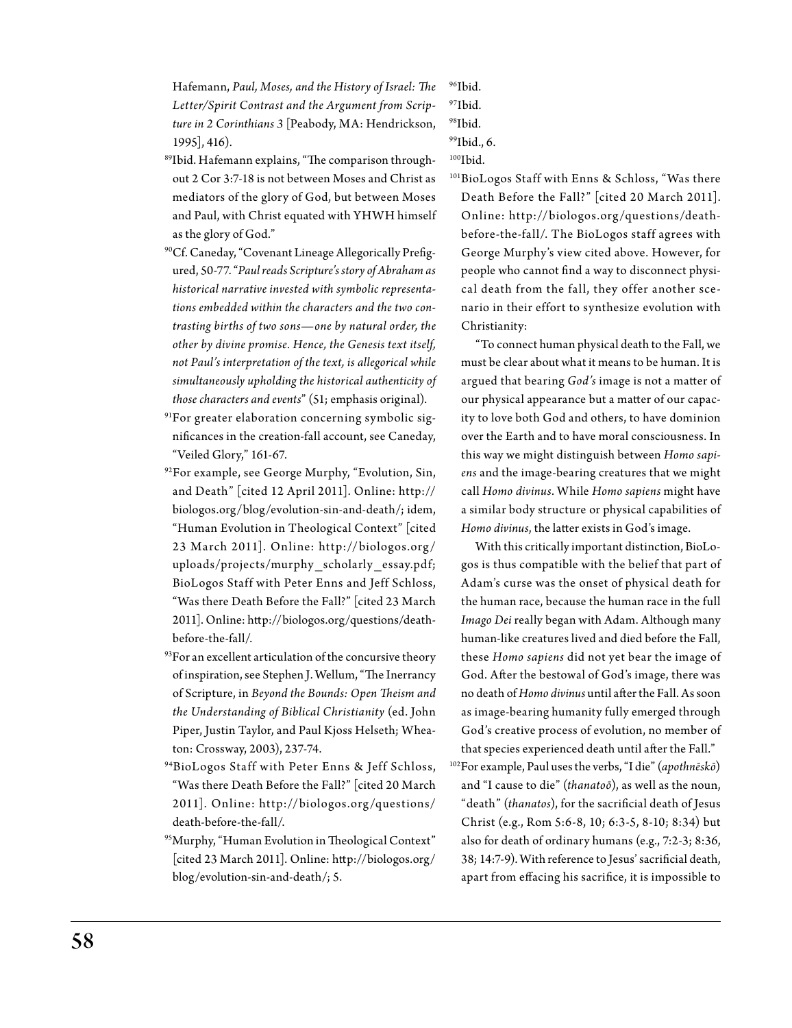Hafemann, *Paul, Moses, and the History of Israel: The Letter/Spirit Contrast and the Argument from Scripture in 2 Corinthians 3* [Peabody, MA: Hendrickson, 1995], 416).

[89]Ibid. Hafemann explains, "The comparison throughout 2 Cor 3:7-18 is not between Moses and Christ as mediators of the glory of God, but between Moses and Paul, with Christ equated with YHWH himself as the glory of God."

[90]Cf. Caneday, "Covenant Lineage Allegorically Prefigured, 50-77. "*Paul reads Scripture's story of Abraham as historical narrative invested with symbolic representations embedded within the characters and the two contrasting births of two sons—one by natural order, the other by divine promise. Hence, the Genesis text itself, not Paul's interpretation of the text, is allegorical while simultaneously upholding the historical authenticity of those characters and events*" (51; emphasis original).

[91]For greater elaboration concerning symbolic significances in the creation-fall account, see Caneday, "Veiled Glory," 161-67.

[92]For example, see George Murphy, "Evolution, Sin, and Death" [cited 12 April 2011]. Online: http://biologos.org/blog/evolution-sin-and-death/; idem, "Human Evolution in Theological Context" [cited 23 March 2011]. Online: http://biologos.org/uploads/projects/murphy_scholarly_essay.pdf; BioLogos Staff with Peter Enns and Jeff Schloss, "Was there Death Before the Fall?" [cited 23 March 2011]. Online: http://biologos.org/questions/death-before-the-fall/.

[93]For an excellent articulation of the concursive theory of inspiration, see Stephen J. Wellum, "The Inerrancy of Scripture, in *Beyond the Bounds: Open Theism and the Understanding of Biblical Christianity* (ed. John Piper, Justin Taylor, and Paul Kjoss Helseth; Wheaton: Crossway, 2003), 237-74.

[94]BioLogos Staff with Peter Enns & Jeff Schloss, "Was there Death Before the Fall?" [cited 20 March 2011]. Online: http://biologos.org/questions/death-before-the-fall/.

[95]Murphy, "Human Evolution in Theological Context" [cited 23 March 2011]. Online: http://biologos.org/blog/evolution-sin-and-death/; 5.

[96]Ibid.

[97]Ibid.

[98]Ibid.

[99]Ibid., 6.

[100]Ibid.

[101]BioLogos Staff with Enns & Schloss, "Was there Death Before the Fall?" [cited 20 March 2011]. Online: http://biologos.org/questions/death-before-the-fall/. The BioLogos staff agrees with George Murphy's view cited above. However, for people who cannot find a way to disconnect physical death from the fall, they offer another scenario in their effort to synthesize evolution with Christianity:

"To connect human physical death to the Fall, we must be clear about what it means to be human. It is argued that bearing *God's* image is not a matter of our physical appearance but a matter of our capacity to love both God and others, to have dominion over the Earth and to have moral consciousness. In this way we might distinguish between *Homo sapiens* and the image-bearing creatures that we might call *Homo divinus*. While *Homo sapiens* might have a similar body structure or physical capabilities of *Homo divinus*, the latter exists in God's image.

With this critically important distinction, BioLogos is thus compatible with the belief that part of Adam's curse was the onset of physical death for the human race, because the human race in the full *Imago Dei* really began with Adam. Although many human-like creatures lived and died before the Fall, these *Homo sapiens* did not yet bear the image of God. After the bestowal of God's image, there was no death of *Homo divinus* until after the Fall. As soon as image-bearing humanity fully emerged through God's creative process of evolution, no member of that species experienced death until after the Fall."

[102]For example, Paul uses the verbs, "I die" (*apothnēskō*) and "I cause to die" (*thanatoō*), as well as the noun, "death" (*thanatos*), for the sacrificial death of Jesus Christ (e.g., Rom 5:6-8, 10; 6:3-5, 8-10; 8:34) but also for death of ordinary humans (e.g., 7:2-3; 8:36, 38; 14:7-9). With reference to Jesus' sacrificial death, apart from effacing his sacrifice, it is impossible to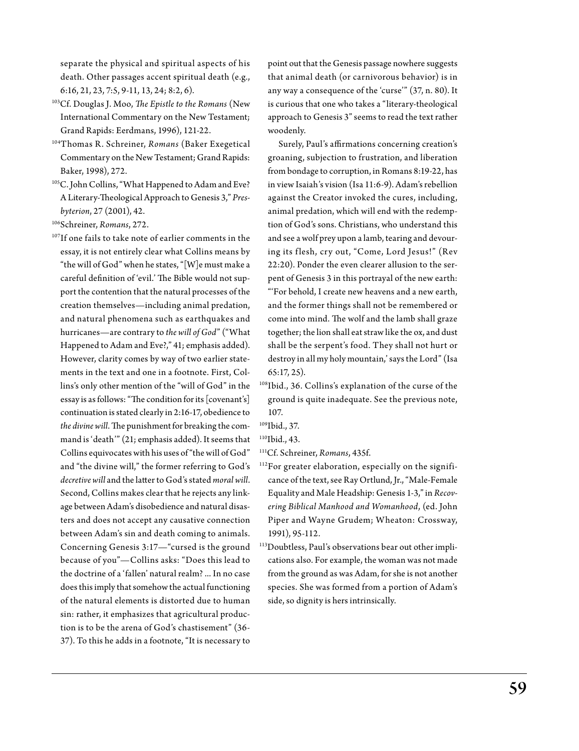separate the physical and spiritual aspects of his death. Other passages accent spiritual death (e.g., 6:16, 21, 23, 7:5, 9-11, 13, 24; 8:2, 6).

[103]Cf. Douglas J. Moo, *The Epistle to the Romans* (New International Commentary on the New Testament; Grand Rapids: Eerdmans, 1996), 121-22.

[104]Thomas R. Schreiner, *Romans* (Baker Exegetical Commentary on the New Testament; Grand Rapids: Baker, 1998), 272.

[105]C. John Collins, "What Happened to Adam and Eve? A Literary-Theological Approach to Genesis 3," *Presbyterion*, 27 (2001), 42.

[106]Schreiner, *Romans*, 272.

[107]If one fails to take note of earlier comments in the essay, it is not entirely clear what Collins means by "the will of God" when he states, "[W]e must make a careful definition of 'evil.' The Bible would not support the contention that the natural processes of the creation themselves—including animal predation, and natural phenomena such as earthquakes and hurricanes—are contrary to *the will of God*" ("What Happened to Adam and Eve?," 41; emphasis added). However, clarity comes by way of two earlier statements in the text and one in a footnote. First, Collins's only other mention of the "will of God" in the essay is as follows: "The condition for its [covenant's] continuation is stated clearly in 2:16-17, obedience to *the divine will*. The punishment for breaking the command is 'death'" (21; emphasis added). It seems that Collins equivocates with his uses of "the will of God" and "the divine will," the former referring to God's *decretive will* and the latter to God's stated *moral will*. Second, Collins makes clear that he rejects any linkage between Adam's disobedience and natural disasters and does not accept any causative connection between Adam's sin and death coming to animals. Concerning Genesis 3:17—"cursed is the ground because of you"—Collins asks: "Does this lead to the doctrine of a 'fallen' natural realm? ... In no case does this imply that somehow the actual functioning of the natural elements is distorted due to human sin: rather, it emphasizes that agricultural production is to be the arena of God's chastisement" (36-37). To this he adds in a footnote, "It is necessary to point out that the Genesis passage nowhere suggests that animal death (or carnivorous behavior) is in any way a consequence of the 'curse'" (37, n. 80). It is curious that one who takes a "literary-theological approach to Genesis 3" seems to read the text rather woodenly.

Surely, Paul's affirmations concerning creation's groaning, subjection to frustration, and liberation from bondage to corruption, in Romans 8:19-22, has in view Isaiah's vision (Isa 11:6-9). Adam's rebellion against the Creator invoked the cures, including, animal predation, which will end with the redemption of God's sons. Christians, who understand this and see a wolf prey upon a lamb, tearing and devouring its flesh, cry out, "Come, Lord Jesus!" (Rev 22:20). Ponder the even clearer allusion to the serpent of Genesis 3 in this portrayal of the new earth: "'For behold, I create new heavens and a new earth, and the former things shall not be remembered or come into mind. The wolf and the lamb shall graze together; the lion shall eat straw like the ox, and dust shall be the serpent's food. They shall not hurt or destroy in all my holy mountain,' says the Lord" (Isa 65:17, 25).

[108]Ibid., 36. Collins's explanation of the curse of the ground is quite inadequate. See the previous note, 107.

[109]Ibid., 37.

[110]Ibid., 43.

[111]Cf. Schreiner, *Romans*, 435f.

[112]For greater elaboration, especially on the significance of the text, see Ray Ortlund, Jr., "Male-Female Equality and Male Headship: Genesis 1-3," in *Recovering Biblical Manhood and Womanhood*, (ed. John Piper and Wayne Grudem; Wheaton: Crossway, 1991), 95-112.

[113]Doubtless, Paul's observations bear out other implications also. For example, the woman was not made from the ground as was Adam, for she is not another species. She was formed from a portion of Adam's side, so dignity is hers intrinsically.